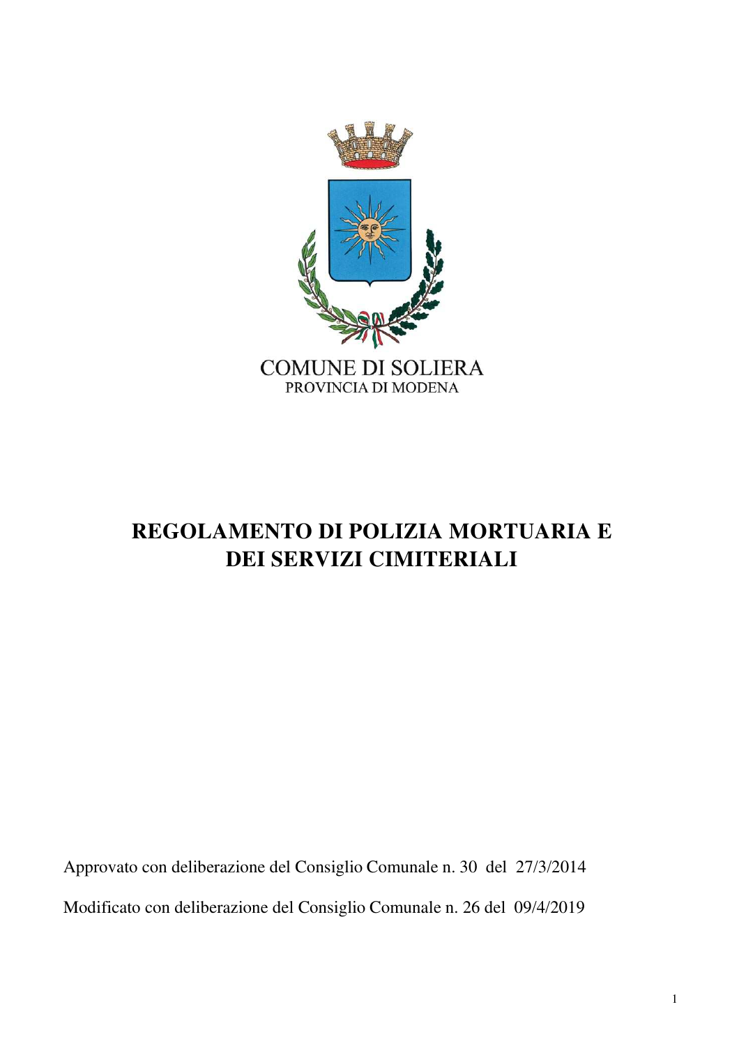COMUNE DI SOLIERA
PROVINCIA DI MODENA

# REGOLAMENTO DI POLIZIA MORTUARIA E DEI SERVIZI CIMITERIALI

Approvato con deliberazione del Consiglio Comunale n. 30 del 27/3/2014

Modificato con deliberazione del Consiglio Comunale n. 26 del 09/4/2019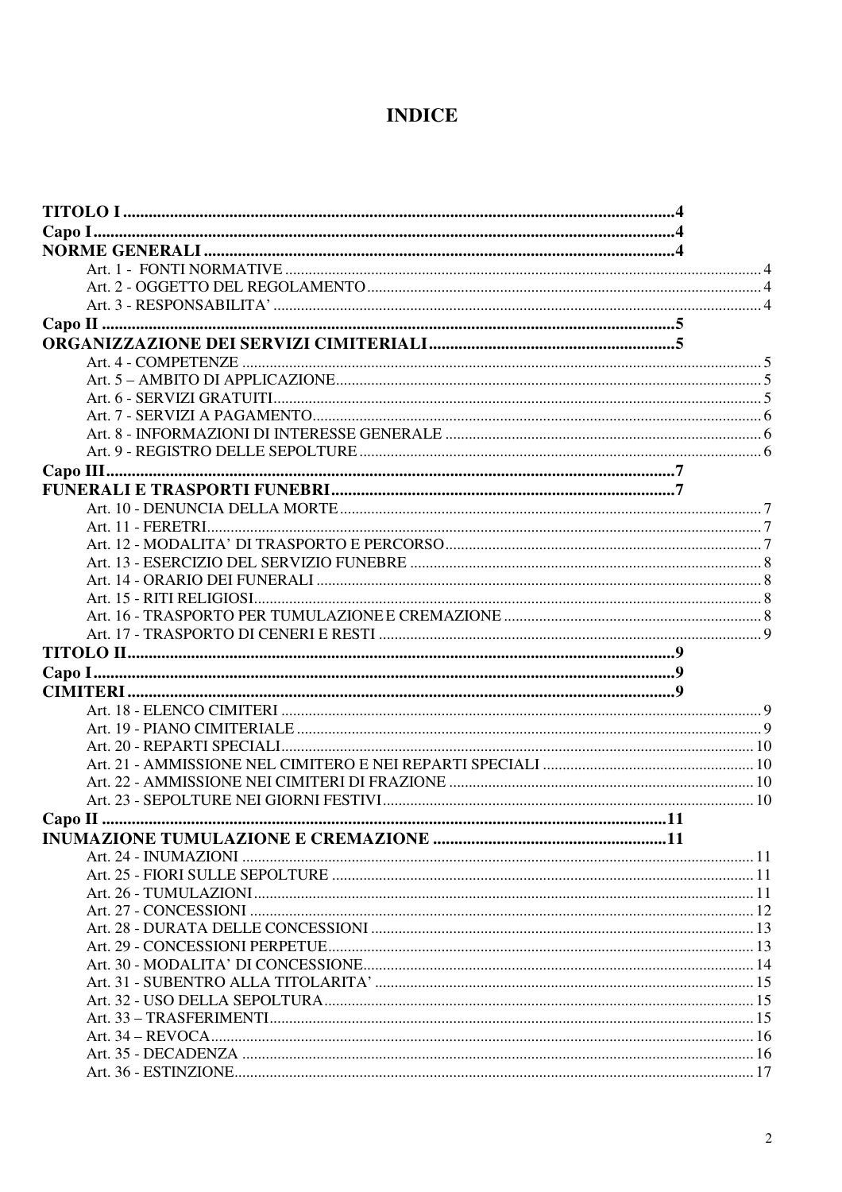# INDICE

**TITOLO I** ..... 4
**Capo I** ..... 4
**NORME GENERALI** ..... 4
- Art. 1 - FONTI NORMATIVE ..... 4
- Art. 2 - OGGETTO DEL REGOLAMENTO ..... 4
- Art. 3 - RESPONSABILITA' ..... 4

**Capo II** ..... 5
**ORGANIZZAZIONE DEI SERVIZI CIMITERIALI** ..... 5
- Art. 4 - COMPETENZE ..... 5
- Art. 5 – AMBITO DI APPLICAZIONE ..... 5
- Art. 6 - SERVIZI GRATUITI ..... 5
- Art. 7 - SERVIZI A PAGAMENTO ..... 6
- Art. 8 - INFORMAZIONI DI INTERESSE GENERALE ..... 6
- Art. 9 - REGISTRO DELLE SEPOLTURE ..... 6

**Capo III** ..... 7
**FUNERALI E TRASPORTI FUNEBRI** ..... 7
- Art. 10 - DENUNCIA DELLA MORTE ..... 7
- Art. 11 - FERETRI ..... 7
- Art. 12 - MODALITA' DI TRASPORTO E PERCORSO ..... 7
- Art. 13 - ESERCIZIO DEL SERVIZIO FUNEBRE ..... 8
- Art. 14 - ORARIO DEI FUNERALI ..... 8
- Art. 15 - RITI RELIGIOSI ..... 8
- Art. 16 - TRASPORTO PER TUMULAZIONE E CREMAZIONE ..... 8
- Art. 17 - TRASPORTO DI CENERI E RESTI ..... 9

**TITOLO II** ..... 9
**Capo I** ..... 9
**CIMITERI** ..... 9
- Art. 18 - ELENCO CIMITERI ..... 9
- Art. 19 - PIANO CIMITERIALE ..... 9
- Art. 20 - REPARTI SPECIALI ..... 10
- Art. 21 - AMMISSIONE NEL CIMITERO E NEI REPARTI SPECIALI ..... 10
- Art. 22 - AMMISSIONE NEI CIMITERI DI FRAZIONE ..... 10
- Art. 23 - SEPOLTURE NEI GIORNI FESTIVI ..... 10

**Capo II** ..... 11
**INUMAZIONE TUMULAZIONE E CREMAZIONE** ..... 11
- Art. 24 - INUMAZIONI ..... 11
- Art. 25 - FIORI SULLE SEPOLTURE ..... 11
- Art. 26 - TUMULAZIONI ..... 11
- Art. 27 - CONCESSIONI ..... 12
- Art. 28 - DURATA DELLE CONCESSIONI ..... 13
- Art. 29 - CONCESSIONI PERPETUE ..... 13
- Art. 30 - MODALITA' DI CONCESSIONE ..... 14
- Art. 31 - SUBENTRO ALLA TITOLARITA' ..... 15
- Art. 32 - USO DELLA SEPOLTURA ..... 15
- Art. 33 – TRASFERIMENTI ..... 15
- Art. 34 – REVOCA ..... 16
- Art. 35 - DECADENZA ..... 16
- Art. 36 - ESTINZIONE ..... 17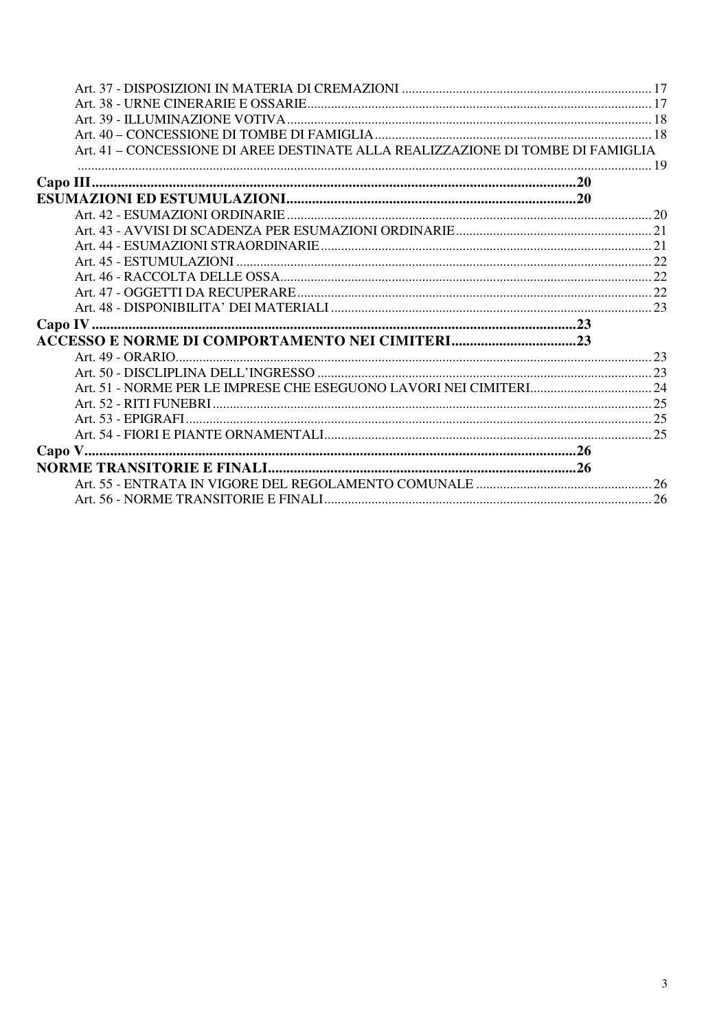Art. 37 - DISPOSIZIONI IN MATERIA DI CREMAZIONI ... 17
Art. 38 - URNE CINERARIE E OSSARIE ... 17
Art. 39 - ILLUMINAZIONE VOTIVA ... 18
Art. 40 – CONCESSIONE DI TOMBE DI FAMIGLIA ... 18
Art. 41 – CONCESSIONE DI AREE DESTINATE ALLA REALIZZAZIONE DI TOMBE DI FAMIGLIA ... 19

**Capo III ... 20**

**ESUMAZIONI ED ESTUMULAZIONI ... 20**

Art. 42 - ESUMAZIONI ORDINARIE ... 20
Art. 43 - AVVISI DI SCADENZA PER ESUMAZIONI ORDINARIE ... 21
Art. 44 - ESUMAZIONI STRAORDINARIE ... 21
Art. 45 - ESTUMULAZIONI ... 22
Art. 46 - RACCOLTA DELLE OSSA ... 22
Art. 47 - OGGETTI DA RECUPERARE ... 22
Art. 48 - DISPONIBILITA' DEI MATERIALI ... 23

**Capo IV ... 23**

**ACCESSO E NORME DI COMPORTAMENTO NEI CIMITERI ... 23**

Art. 49 - ORARIO ... 23
Art. 50 - DISCIPLINA DELL'INGRESSO ... 23
Art. 51 - NORME PER LE IMPRESE CHE ESEGUONO LAVORI NEI CIMITERI ... 24
Art. 52 - RITI FUNEBRI ... 25
Art. 53 - EPIGRAFI ... 25
Art. 54 - FIORI E PIANTE ORNAMENTALI ... 25

**Capo V ... 26**

**NORME TRANSITORIE E FINALI ... 26**

Art. 55 - ENTRATA IN VIGORE DEL REGOLAMENTO COMUNALE ... 26
Art. 56 - NORME TRANSITORIE E FINALI ... 26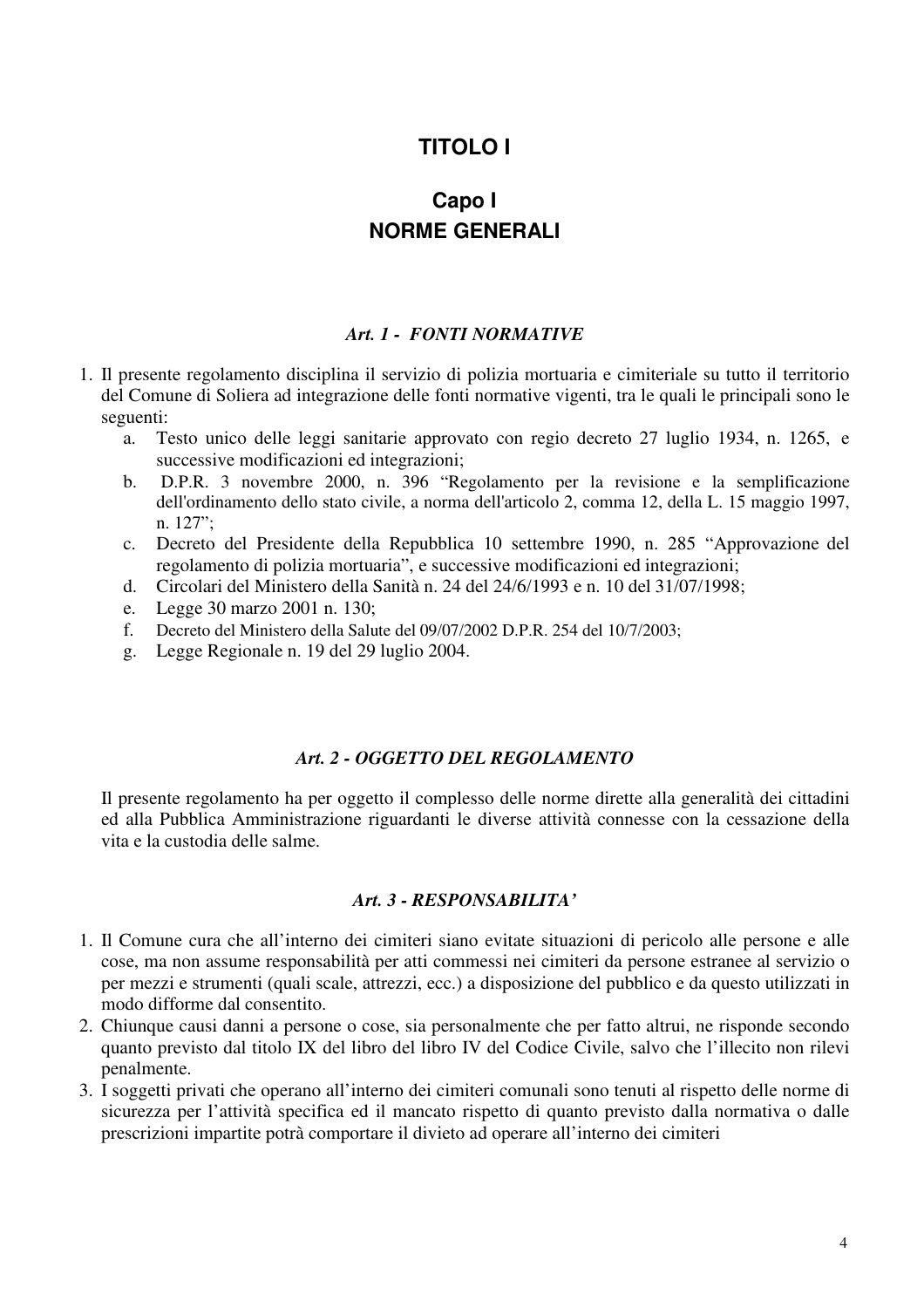# TITOLO I

## Capo I
## NORME GENERALI

### *Art. 1 - FONTI NORMATIVE*

1. Il presente regolamento disciplina il servizio di polizia mortuaria e cimiteriale su tutto il territorio del Comune di Soliera ad integrazione delle fonti normative vigenti, tra le quali le principali sono le seguenti:
   a. Testo unico delle leggi sanitarie approvato con regio decreto 27 luglio 1934, n. 1265, e successive modificazioni ed integrazioni;
   b. D.P.R. 3 novembre 2000, n. 396 "Regolamento per la revisione e la semplificazione dell'ordinamento dello stato civile, a norma dell'articolo 2, comma 12, della L. 15 maggio 1997, n. 127";
   c. Decreto del Presidente della Repubblica 10 settembre 1990, n. 285 "Approvazione del regolamento di polizia mortuaria", e successive modificazioni ed integrazioni;
   d. Circolari del Ministero della Sanità n. 24 del 24/6/1993 e n. 10 del 31/07/1998;
   e. Legge 30 marzo 2001 n. 130;
   f. Decreto del Ministero della Salute del 09/07/2002 D.P.R. 254 del 10/7/2003;
   g. Legge Regionale n. 19 del 29 luglio 2004.

### *Art. 2 - OGGETTO DEL REGOLAMENTO*

Il presente regolamento ha per oggetto il complesso delle norme dirette alla generalità dei cittadini ed alla Pubblica Amministrazione riguardanti le diverse attività connesse con la cessazione della vita e la custodia delle salme.

### *Art. 3 - RESPONSABILITA'*

1. Il Comune cura che all'interno dei cimiteri siano evitate situazioni di pericolo alle persone e alle cose, ma non assume responsabilità per atti commessi nei cimiteri da persone estranee al servizio o per mezzi e strumenti (quali scale, attrezzi, ecc.) a disposizione del pubblico e da questo utilizzati in modo difforme dal consentito.
2. Chiunque causi danni a persone o cose, sia personalmente che per fatto altrui, ne risponde secondo quanto previsto dal titolo IX del libro del libro IV del Codice Civile, salvo che l'illecito non rilevi penalmente.
3. I soggetti privati che operano all'interno dei cimiteri comunali sono tenuti al rispetto delle norme di sicurezza per l'attività specifica ed il mancato rispetto di quanto previsto dalla normativa o dalle prescrizioni impartite potrà comportare il divieto ad operare all'interno dei cimiteri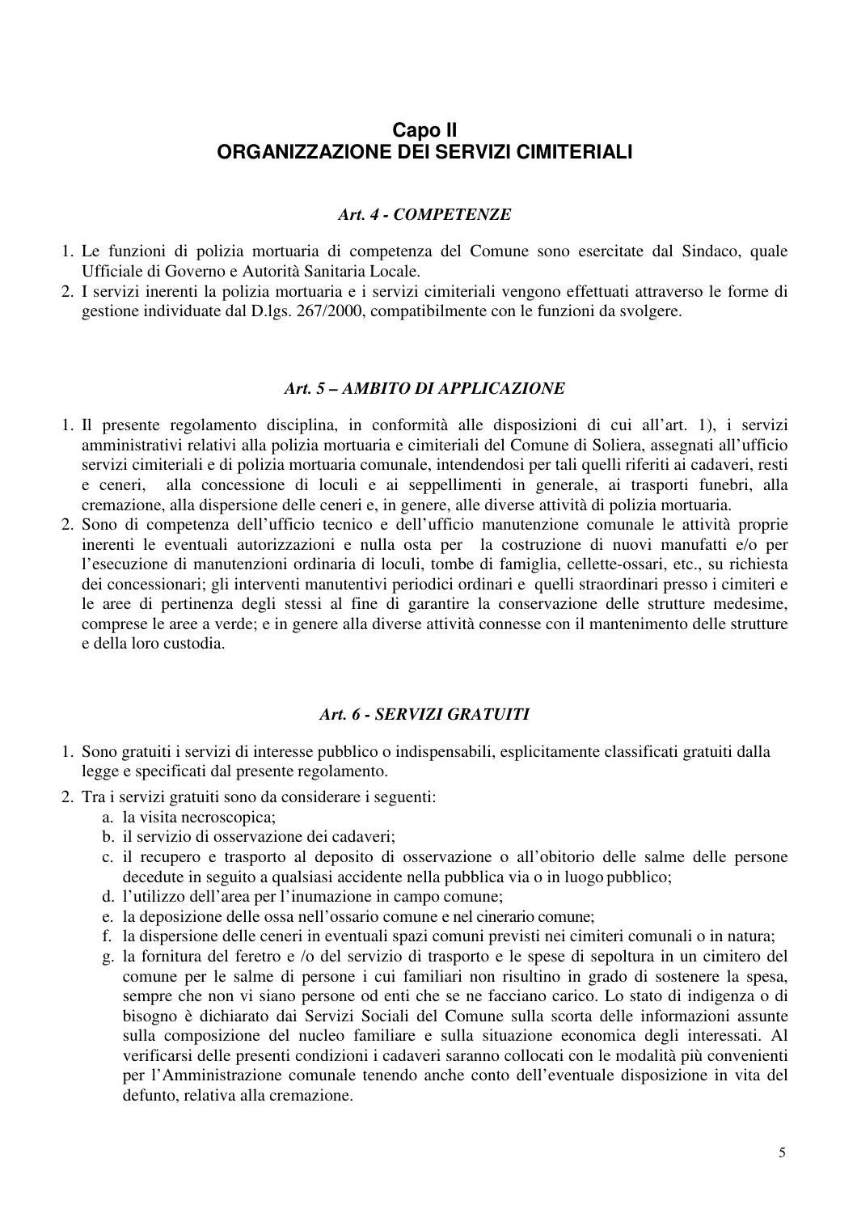## Capo II
## ORGANIZZAZIONE DEI SERVIZI CIMITERIALI

### *Art. 4 - COMPETENZE*

1. Le funzioni di polizia mortuaria di competenza del Comune sono esercitate dal Sindaco, quale Ufficiale di Governo e Autorità Sanitaria Locale.
2. I servizi inerenti la polizia mortuaria e i servizi cimiteriali vengono effettuati attraverso le forme di gestione individuate dal D.lgs. 267/2000, compatibilmente con le funzioni da svolgere.

### *Art. 5 – AMBITO DI APPLICAZIONE*

1. Il presente regolamento disciplina, in conformità alle disposizioni di cui all'art. 1), i servizi amministrativi relativi alla polizia mortuaria e cimiteriali del Comune di Soliera, assegnati all'ufficio servizi cimiteriali e di polizia mortuaria comunale, intendendosi per tali quelli riferiti ai cadaveri, resti e ceneri, alla concessione di loculi e ai seppellimenti in generale, ai trasporti funebri, alla cremazione, alla dispersione delle ceneri e, in genere, alle diverse attività di polizia mortuaria.
2. Sono di competenza dell'ufficio tecnico e dell'ufficio manutenzione comunale le attività proprie inerenti le eventuali autorizzazioni e nulla osta per la costruzione di nuovi manufatti e/o per l'esecuzione di manutenzioni ordinaria di loculi, tombe di famiglia, cellette-ossari, etc., su richiesta dei concessionari; gli interventi manutentivi periodici ordinari e quelli straordinari presso i cimiteri e le aree di pertinenza degli stessi al fine di garantire la conservazione delle strutture medesime, comprese le aree a verde; e in genere alla diverse attività connesse con il mantenimento delle strutture e della loro custodia.

### *Art. 6 - SERVIZI GRATUITI*

1. Sono gratuiti i servizi di interesse pubblico o indispensabili, esplicitamente classificati gratuiti dalla legge e specificati dal presente regolamento.
2. Tra i servizi gratuiti sono da considerare i seguenti:
   a. la visita necroscopica;
   b. il servizio di osservazione dei cadaveri;
   c. il recupero e trasporto al deposito di osservazione o all'obitorio delle salme delle persone decedute in seguito a qualsiasi accidente nella pubblica via o in luogo pubblico;
   d. l'utilizzo dell'area per l'inumazione in campo comune;
   e. la deposizione delle ossa nell'ossario comune e nel cinerario comune;
   f. la dispersione delle ceneri in eventuali spazi comuni previsti nei cimiteri comunali o in natura;
   g. la fornitura del feretro e /o del servizio di trasporto e le spese di sepoltura in un cimitero del comune per le salme di persone i cui familiari non risultino in grado di sostenere la spesa, sempre che non vi siano persone od enti che se ne facciano carico. Lo stato di indigenza o di bisogno è dichiarato dai Servizi Sociali del Comune sulla scorta delle informazioni assunte sulla composizione del nucleo familiare e sulla situazione economica degli interessati. Al verificarsi delle presenti condizioni i cadaveri saranno collocati con le modalità più convenienti per l'Amministrazione comunale tenendo anche conto dell'eventuale disposizione in vita del defunto, relativa alla cremazione.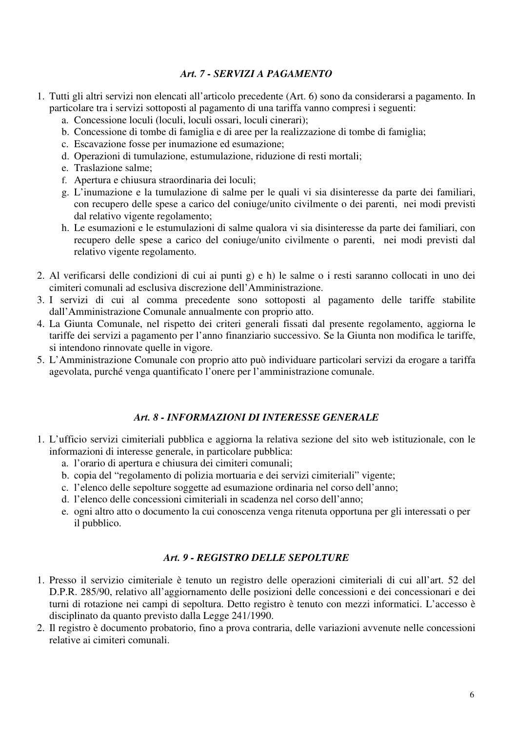### *Art. 7 - SERVIZI A PAGAMENTO*

1. Tutti gli altri servizi non elencati all'articolo precedente (Art. 6) sono da considerarsi a pagamento. In particolare tra i servizi sottoposti al pagamento di una tariffa vanno compresi i seguenti:
    a. Concessione loculi (loculi, loculi ossari, loculi cinerari);
    b. Concessione di tombe di famiglia e di aree per la realizzazione di tombe di famiglia;
    c. Escavazione fosse per inumazione ed esumazione;
    d. Operazioni di tumulazione, estumulazione, riduzione di resti mortali;
    e. Traslazione salme;
    f. Apertura e chiusura straordinaria dei loculi;
    g. L'inumazione e la tumulazione di salme per le quali vi sia disinteresse da parte dei familiari, con recupero delle spese a carico del coniuge/unito civilmente o dei parenti, nei modi previsti dal relativo vigente regolamento;
    h. Le esumazioni e le estumulazioni di salme qualora vi sia disinteresse da parte dei familiari, con recupero delle spese a carico del coniuge/unito civilmente o parenti, nei modi previsti dal relativo vigente regolamento.

2. Al verificarsi delle condizioni di cui ai punti g) e h) le salme o i resti saranno collocati in uno dei cimiteri comunali ad esclusiva discrezione dell'Amministrazione.
3. I servizi di cui al comma precedente sono sottoposti al pagamento delle tariffe stabilite dall'Amministrazione Comunale annualmente con proprio atto.
4. La Giunta Comunale, nel rispetto dei criteri generali fissati dal presente regolamento, aggiorna le tariffe dei servizi a pagamento per l'anno finanziario successivo. Se la Giunta non modifica le tariffe, si intendono rinnovate quelle in vigore.
5. L'Amministrazione Comunale con proprio atto può individuare particolari servizi da erogare a tariffa agevolata, purché venga quantificato l'onere per l'amministrazione comunale.

### *Art. 8 - INFORMAZIONI DI INTERESSE GENERALE*

1. L'ufficio servizi cimiteriali pubblica e aggiorna la relativa sezione del sito web istituzionale, con le informazioni di interesse generale, in particolare pubblica:
    a. l'orario di apertura e chiusura dei cimiteri comunali;
    b. copia del "regolamento di polizia mortuaria e dei servizi cimiteriali" vigente;
    c. l'elenco delle sepolture soggette ad esumazione ordinaria nel corso dell'anno;
    d. l'elenco delle concessioni cimiteriali in scadenza nel corso dell'anno;
    e. ogni altro atto o documento la cui conoscenza venga ritenuta opportuna per gli interessati o per il pubblico.

### *Art. 9 - REGISTRO DELLE SEPOLTURE*

1. Presso il servizio cimiteriale è tenuto un registro delle operazioni cimiteriali di cui all'art. 52 del D.P.R. 285/90, relativo all'aggiornamento delle posizioni delle concessioni e dei concessionari e dei turni di rotazione nei campi di sepoltura. Detto registro è tenuto con mezzi informatici. L'accesso è disciplinato da quanto previsto dalla Legge 241/1990.
2. Il registro è documento probatorio, fino a prova contraria, delle variazioni avvenute nelle concessioni relative ai cimiteri comunali.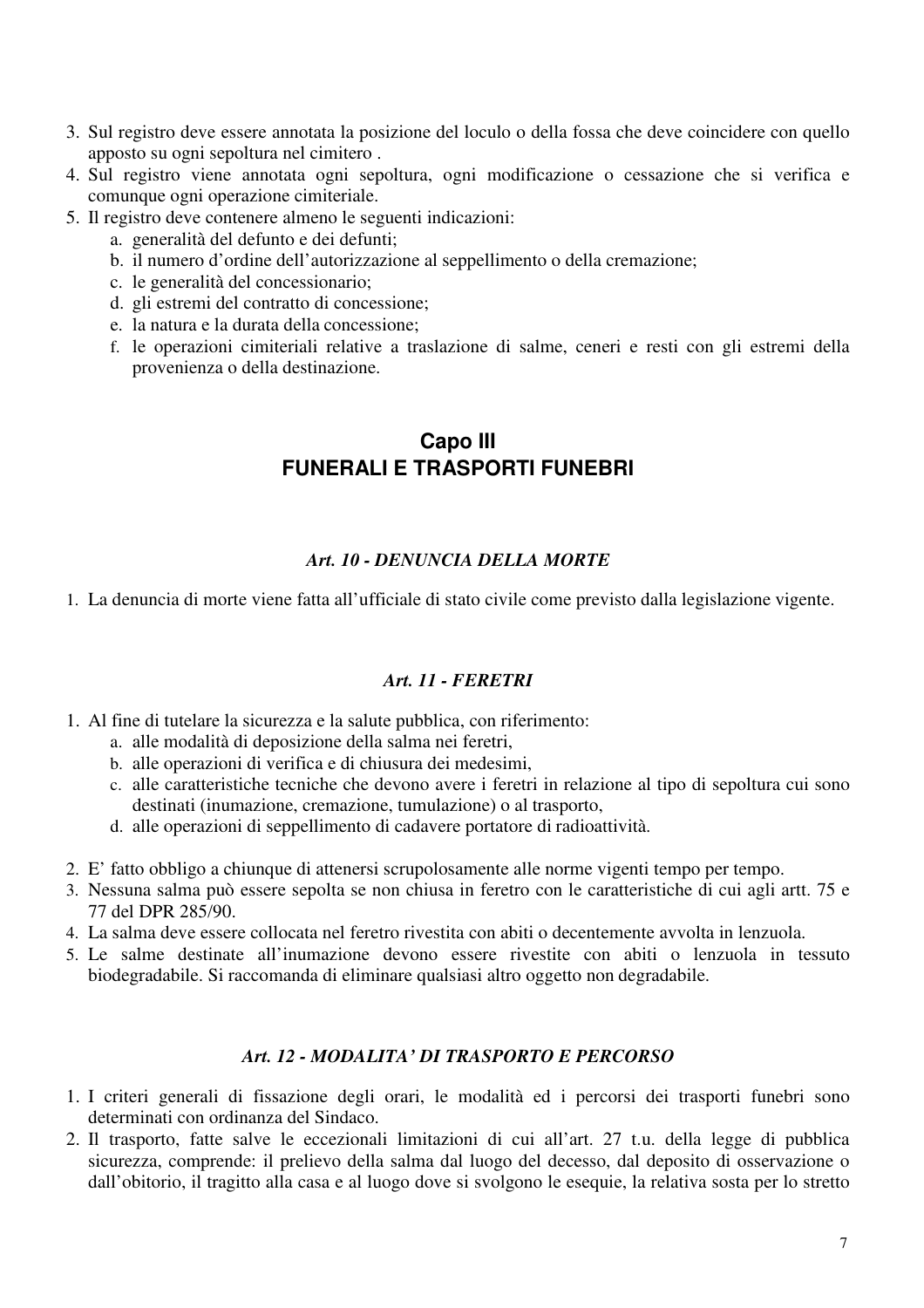3. Sul registro deve essere annotata la posizione del loculo o della fossa che deve coincidere con quello apposto su ogni sepoltura nel cimitero .
4. Sul registro viene annotata ogni sepoltura, ogni modificazione o cessazione che si verifica e comunque ogni operazione cimiteriale.
5. Il registro deve contenere almeno le seguenti indicazioni:
   a. generalità del defunto e dei defunti;
   b. il numero d'ordine dell'autorizzazione al seppellimento o della cremazione;
   c. le generalità del concessionario;
   d. gli estremi del contratto di concessione;
   e. la natura e la durata della concessione;
   f. le operazioni cimiteriali relative a traslazione di salme, ceneri e resti con gli estremi della provenienza o della destinazione.

## Capo III
## FUNERALI E TRASPORTI FUNEBRI

### *Art. 10 - DENUNCIA DELLA MORTE*

1. La denuncia di morte viene fatta all'ufficiale di stato civile come previsto dalla legislazione vigente.

### *Art. 11 - FERETRI*

1. Al fine di tutelare la sicurezza e la salute pubblica, con riferimento:
   a. alle modalità di deposizione della salma nei feretri,
   b. alle operazioni di verifica e di chiusura dei medesimi,
   c. alle caratteristiche tecniche che devono avere i feretri in relazione al tipo di sepoltura cui sono destinati (inumazione, cremazione, tumulazione) o al trasporto,
   d. alle operazioni di seppellimento di cadavere portatore di radioattività.

2. E' fatto obbligo a chiunque di attenersi scrupolosamente alle norme vigenti tempo per tempo.
3. Nessuna salma può essere sepolta se non chiusa in feretro con le caratteristiche di cui agli artt. 75 e 77 del DPR 285/90.
4. La salma deve essere collocata nel feretro rivestita con abiti o decentemente avvolta in lenzuola.
5. Le salme destinate all'inumazione devono essere rivestite con abiti o lenzuola in tessuto biodegradabile. Si raccomanda di eliminare qualsiasi altro oggetto non degradabile.

### *Art. 12 - MODALITA' DI TRASPORTO E PERCORSO*

1. I criteri generali di fissazione degli orari, le modalità ed i percorsi dei trasporti funebri sono determinati con ordinanza del Sindaco.
2. Il trasporto, fatte salve le eccezionali limitazioni di cui all'art. 27 t.u. della legge di pubblica sicurezza, comprende: il prelievo della salma dal luogo del decesso, dal deposito di osservazione o dall'obitorio, il tragitto alla casa e al luogo dove si svolgono le esequie, la relativa sosta per lo stretto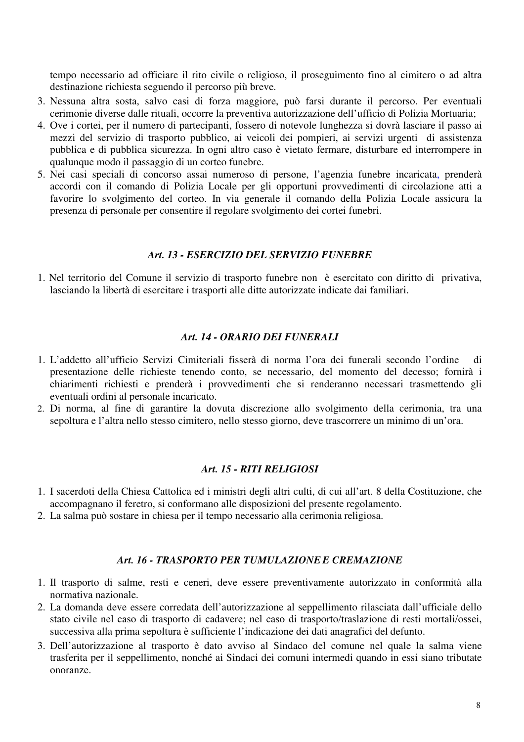tempo necessario ad officiare il rito civile o religioso, il proseguimento fino al cimitero o ad altra destinazione richiesta seguendo il percorso più breve.

3. Nessuna altra sosta, salvo casi di forza maggiore, può farsi durante il percorso. Per eventuali cerimonie diverse dalle rituali, occorre la preventiva autorizzazione dell'ufficio di Polizia Mortuaria;
4. Ove i cortei, per il numero di partecipanti, fossero di notevole lunghezza si dovrà lasciare il passo ai mezzi del servizio di trasporto pubblico, ai veicoli dei pompieri, ai servizi urgenti di assistenza pubblica e di pubblica sicurezza. In ogni altro caso è vietato fermare, disturbare ed interrompere in qualunque modo il passaggio di un corteo funebre.
5. Nei casi speciali di concorso assai numeroso di persone, l'agenzia funebre incaricata, prenderà accordi con il comando di Polizia Locale per gli opportuni provvedimenti di circolazione atti a favorire lo svolgimento del corteo. In via generale il comando della Polizia Locale assicura la presenza di personale per consentire il regolare svolgimento dei cortei funebri.

### *Art. 13 - ESERCIZIO DEL SERVIZIO FUNEBRE*

1. Nel territorio del Comune il servizio di trasporto funebre non è esercitato con diritto di privativa, lasciando la libertà di esercitare i trasporti alle ditte autorizzate indicate dai familiari.

### *Art. 14 - ORARIO DEI FUNERALI*

1. L'addetto all'ufficio Servizi Cimiteriali fisserà di norma l'ora dei funerali secondo l'ordine di presentazione delle richieste tenendo conto, se necessario, del momento del decesso; fornirà i chiarimenti richiesti e prenderà i provvedimenti che si renderanno necessari trasmettendo gli eventuali ordini al personale incaricato.
2. Di norma, al fine di garantire la dovuta discrezione allo svolgimento della cerimonia, tra una sepoltura e l'altra nello stesso cimitero, nello stesso giorno, deve trascorrere un minimo di un'ora.

### *Art. 15 - RITI RELIGIOSI*

1. I sacerdoti della Chiesa Cattolica ed i ministri degli altri culti, di cui all'art. 8 della Costituzione, che accompagnano il feretro, si conformano alle disposizioni del presente regolamento.
2. La salma può sostare in chiesa per il tempo necessario alla cerimonia religiosa.

### *Art. 16 - TRASPORTO PER TUMULAZIONE E CREMAZIONE*

1. Il trasporto di salme, resti e ceneri, deve essere preventivamente autorizzato in conformità alla normativa nazionale.
2. La domanda deve essere corredata dell'autorizzazione al seppellimento rilasciata dall'ufficiale dello stato civile nel caso di trasporto di cadavere; nel caso di trasporto/traslazione di resti mortali/ossei, successiva alla prima sepoltura è sufficiente l'indicazione dei dati anagrafici del defunto.
3. Dell'autorizzazione al trasporto è dato avviso al Sindaco del comune nel quale la salma viene trasferita per il seppellimento, nonché ai Sindaci dei comuni intermedi quando in essi siano tributate onoranze.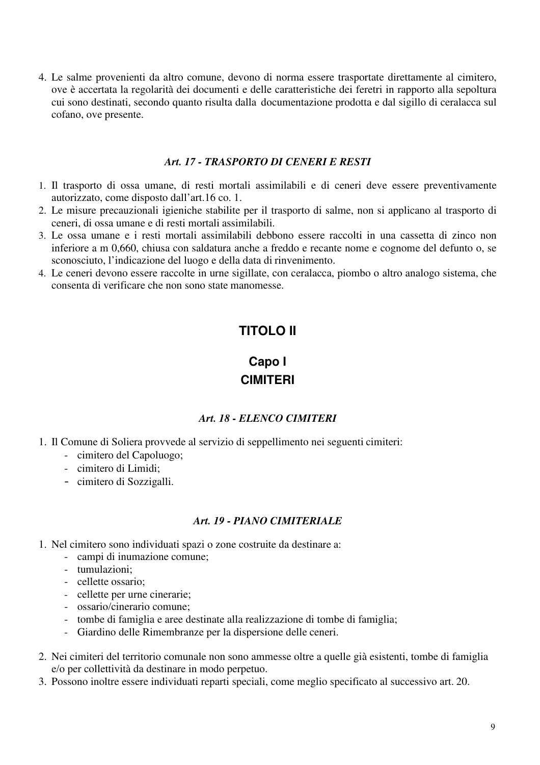4. Le salme provenienti da altro comune, devono di norma essere trasportate direttamente al cimitero, ove è accertata la regolarità dei documenti e delle caratteristiche dei feretri in rapporto alla sepoltura cui sono destinati, secondo quanto risulta dalla documentazione prodotta e dal sigillo di ceralacca sul cofano, ove presente.

### *Art. 17 - TRASPORTO DI CENERI E RESTI*

1. Il trasporto di ossa umane, di resti mortali assimilabili e di ceneri deve essere preventivamente autorizzato, come disposto dall'art.16 co. 1.
2. Le misure precauzionali igieniche stabilite per il trasporto di salme, non si applicano al trasporto di ceneri, di ossa umane e di resti mortali assimilabili.
3. Le ossa umane e i resti mortali assimilabili debbono essere raccolti in una cassetta di zinco non inferiore a m 0,660, chiusa con saldatura anche a freddo e recante nome e cognome del defunto o, se sconosciuto, l'indicazione del luogo e della data di rinvenimento.
4. Le ceneri devono essere raccolte in urne sigillate, con ceralacca, piombo o altro analogo sistema, che consenta di verificare che non sono state manomesse.

# TITOLO II

## Capo I
## CIMITERI

### *Art. 18 - ELENCO CIMITERI*

1. Il Comune di Soliera provvede al servizio di seppellimento nei seguenti cimiteri:
   - cimitero del Capoluogo;
   - cimitero di Limidi;
   - cimitero di Sozzigalli.

### *Art. 19 - PIANO CIMITERIALE*

1. Nel cimitero sono individuati spazi o zone costruite da destinare a:
   - campi di inumazione comune;
   - tumulazioni;
   - cellette ossario;
   - cellette per urne cinerarie;
   - ossario/cinerario comune;
   - tombe di famiglia e aree destinate alla realizzazione di tombe di famiglia;
   - Giardino delle Rimembranze per la dispersione delle ceneri.
2. Nei cimiteri del territorio comunale non sono ammesse oltre a quelle già esistenti, tombe di famiglia e/o per collettività da destinare in modo perpetuo.
3. Possono inoltre essere individuati reparti speciali, come meglio specificato al successivo art. 20.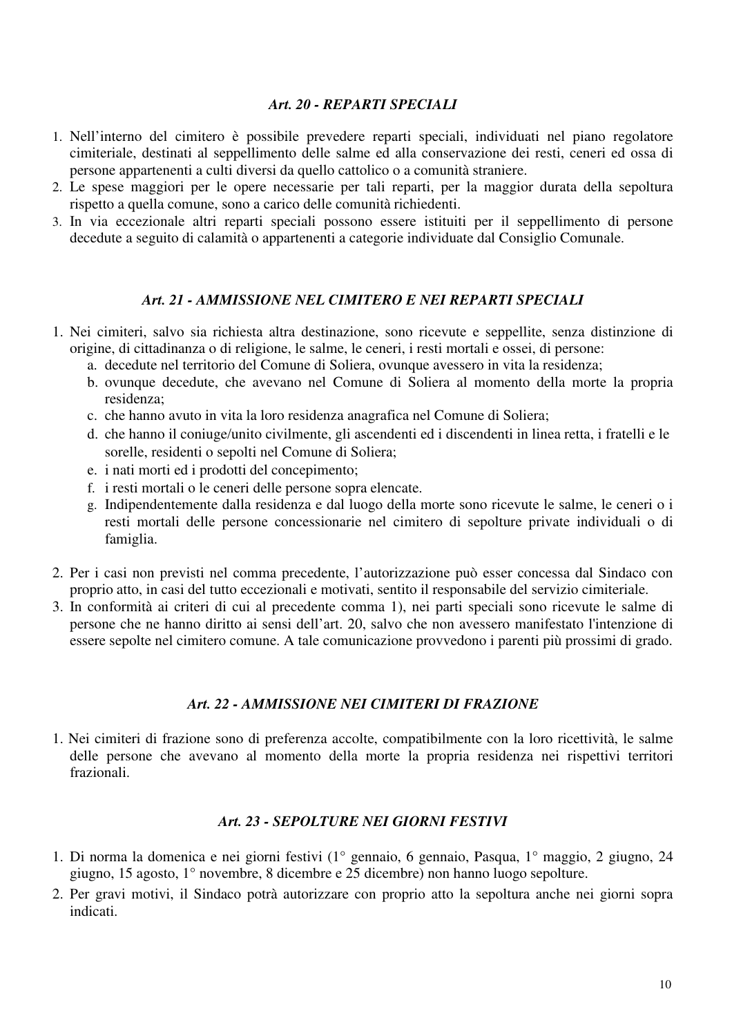### *Art. 20 - REPARTI SPECIALI*

1. Nell'interno del cimitero è possibile prevedere reparti speciali, individuati nel piano regolatore cimiteriale, destinati al seppellimento delle salme ed alla conservazione dei resti, ceneri ed ossa di persone appartenenti a culti diversi da quello cattolico o a comunità straniere.
2. Le spese maggiori per le opere necessarie per tali reparti, per la maggior durata della sepoltura rispetto a quella comune, sono a carico delle comunità richiedenti.
3. In via eccezionale altri reparti speciali possono essere istituiti per il seppellimento di persone decedute a seguito di calamità o appartenenti a categorie individuate dal Consiglio Comunale.

### *Art. 21 - AMMISSIONE NEL CIMITERO E NEI REPARTI SPECIALI*

1. Nei cimiteri, salvo sia richiesta altra destinazione, sono ricevute e seppellite, senza distinzione di origine, di cittadinanza o di religione, le salme, le ceneri, i resti mortali e ossei, di persone:
   a. decedute nel territorio del Comune di Soliera, ovunque avessero in vita la residenza;
   b. ovunque decedute, che avevano nel Comune di Soliera al momento della morte la propria residenza;
   c. che hanno avuto in vita la loro residenza anagrafica nel Comune di Soliera;
   d. che hanno il coniuge/unito civilmente, gli ascendenti ed i discendenti in linea retta, i fratelli e le sorelle, residenti o sepolti nel Comune di Soliera;
   e. i nati morti ed i prodotti del concepimento;
   f. i resti mortali o le ceneri delle persone sopra elencate.
   g. Indipendentemente dalla residenza e dal luogo della morte sono ricevute le salme, le ceneri o i resti mortali delle persone concessionarie nel cimitero di sepolture private individuali o di famiglia.

2. Per i casi non previsti nel comma precedente, l'autorizzazione può esser concessa dal Sindaco con proprio atto, in casi del tutto eccezionali e motivati, sentito il responsabile del servizio cimiteriale.
3. In conformità ai criteri di cui al precedente comma 1), nei parti speciali sono ricevute le salme di persone che ne hanno diritto ai sensi dell'art. 20, salvo che non avessero manifestato l'intenzione di essere sepolte nel cimitero comune. A tale comunicazione provvedono i parenti più prossimi di grado.

### *Art. 22 - AMMISSIONE NEI CIMITERI DI FRAZIONE*

1. Nei cimiteri di frazione sono di preferenza accolte, compatibilmente con la loro ricettività, le salme delle persone che avevano al momento della morte la propria residenza nei rispettivi territori frazionali.

### *Art. 23 - SEPOLTURE NEI GIORNI FESTIVI*

1. Di norma la domenica e nei giorni festivi (1° gennaio, 6 gennaio, Pasqua, 1° maggio, 2 giugno, 24 giugno, 15 agosto, 1° novembre, 8 dicembre e 25 dicembre) non hanno luogo sepolture.
2. Per gravi motivi, il Sindaco potrà autorizzare con proprio atto la sepoltura anche nei giorni sopra indicati.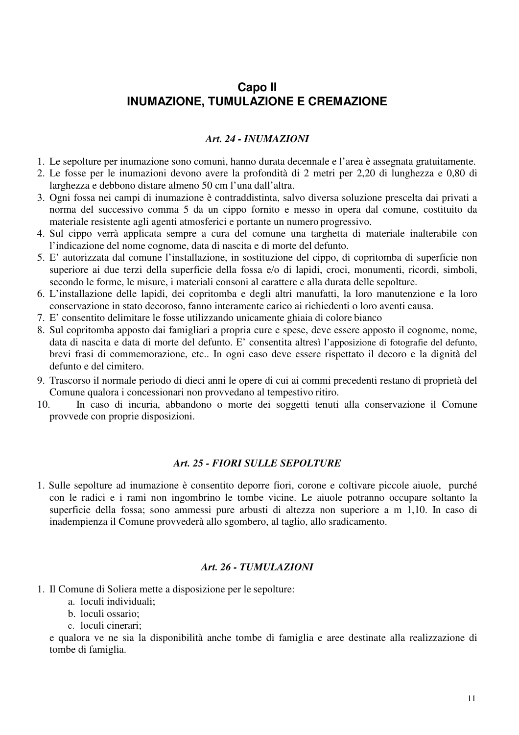## Capo II
## INUMAZIONE, TUMULAZIONE E CREMAZIONE

### *Art. 24 - INUMAZIONI*

1. Le sepolture per inumazione sono comuni, hanno durata decennale e l'area è assegnata gratuitamente.
2. Le fosse per le inumazioni devono avere la profondità di 2 metri per 2,20 di lunghezza e 0,80 di larghezza e debbono distare almeno 50 cm l'una dall'altra.
3. Ogni fossa nei campi di inumazione è contraddistinta, salvo diversa soluzione prescelta dai privati a norma del successivo comma 5 da un cippo fornito e messo in opera dal comune, costituito da materiale resistente agli agenti atmosferici e portante un numero progressivo.
4. Sul cippo verrà applicata sempre a cura del comune una targhetta di materiale inalterabile con l'indicazione del nome cognome, data di nascita e di morte del defunto.
5. E' autorizzata dal comune l'installazione, in sostituzione del cippo, di copritomba di superficie non superiore ai due terzi della superficie della fossa e/o di lapidi, croci, monumenti, ricordi, simboli, secondo le forme, le misure, i materiali consoni al carattere e alla durata delle sepolture.
6. L'installazione delle lapidi, dei copritomba e degli altri manufatti, la loro manutenzione e la loro conservazione in stato decoroso, fanno interamente carico ai richiedenti o loro aventi causa.
7. E' consentito delimitare le fosse utilizzando unicamente ghiaia di colore bianco
8. Sul copritomba apposto dai famigliari a propria cure e spese, deve essere apposto il cognome, nome, data di nascita e data di morte del defunto. E' consentita altresì l'apposizione di fotografie del defunto, brevi frasi di commemorazione, etc.. In ogni caso deve essere rispettato il decoro e la dignità del defunto e del cimitero.
9. Trascorso il normale periodo di dieci anni le opere di cui ai commi precedenti restano di proprietà del Comune qualora i concessionari non provvedano al tempestivo ritiro.
10. In caso di incuria, abbandono o morte dei soggetti tenuti alla conservazione il Comune provvede con proprie disposizioni.

### *Art. 25 - FIORI SULLE SEPOLTURE*

1. Sulle sepolture ad inumazione è consentito deporre fiori, corone e coltivare piccole aiuole, purché con le radici e i rami non ingombrino le tombe vicine. Le aiuole potranno occupare soltanto la superficie della fossa; sono ammessi pure arbusti di altezza non superiore a m 1,10. In caso di inadempienza il Comune provvederà allo sgombero, al taglio, allo sradicamento.

### *Art. 26 - TUMULAZIONI*

1. Il Comune di Soliera mette a disposizione per le sepolture:
   a. loculi individuali;
   b. loculi ossario;
   c. loculi cinerari;

   e qualora ve ne sia la disponibilità anche tombe di famiglia e aree destinate alla realizzazione di tombe di famiglia.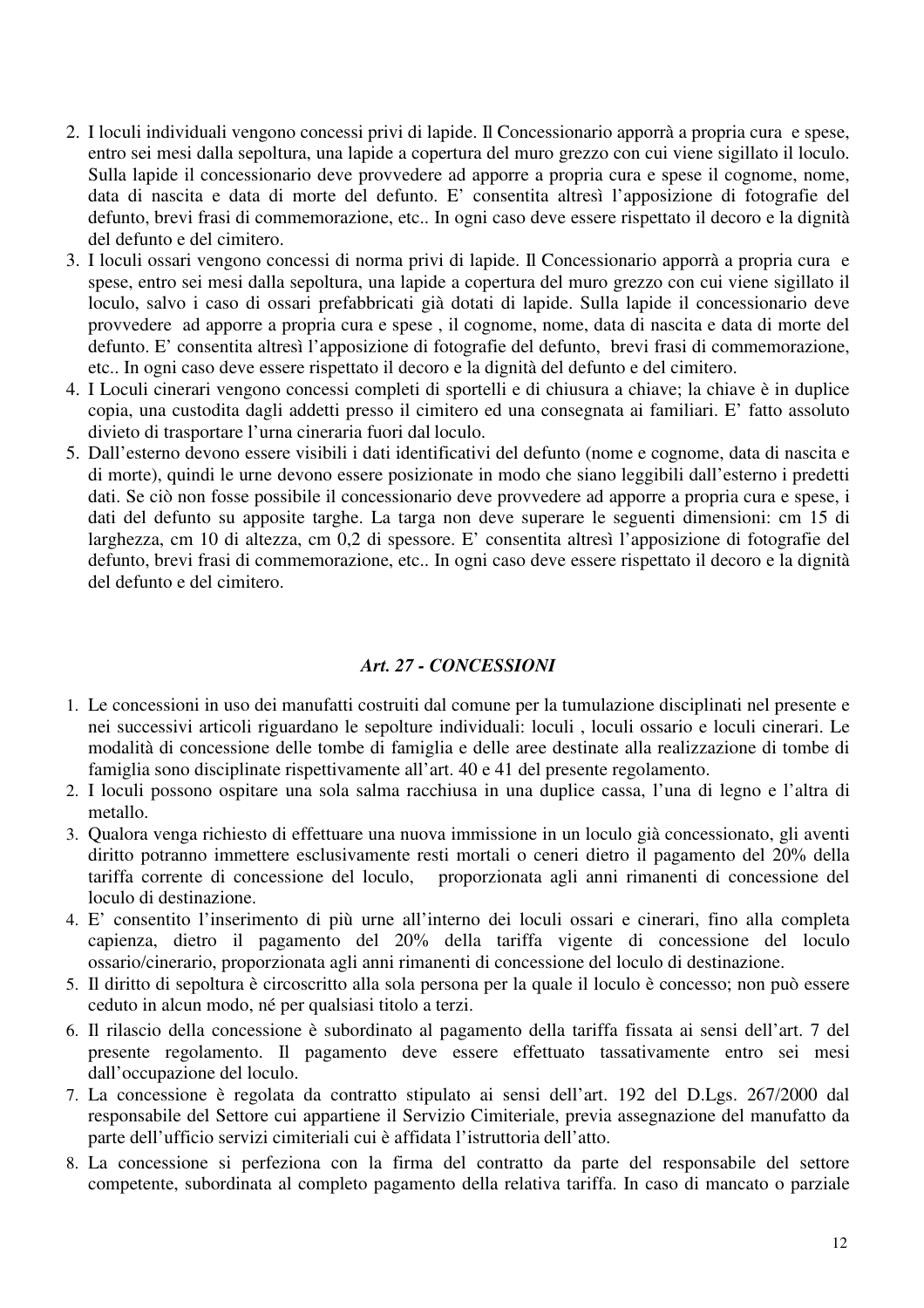2. I loculi individuali vengono concessi privi di lapide. Il Concessionario apporrà a propria cura e spese, entro sei mesi dalla sepoltura, una lapide a copertura del muro grezzo con cui viene sigillato il loculo. Sulla lapide il concessionario deve provvedere ad apporre a propria cura e spese il cognome, nome, data di nascita e data di morte del defunto. E' consentita altresì l'apposizione di fotografie del defunto, brevi frasi di commemorazione, etc.. In ogni caso deve essere rispettato il decoro e la dignità del defunto e del cimitero.
3. I loculi ossari vengono concessi di norma privi di lapide. Il Concessionario apporrà a propria cura e spese, entro sei mesi dalla sepoltura, una lapide a copertura del muro grezzo con cui viene sigillato il loculo, salvo i caso di ossari prefabbricati già dotati di lapide. Sulla lapide il concessionario deve provvedere ad apporre a propria cura e spese , il cognome, nome, data di nascita e data di morte del defunto. E' consentita altresì l'apposizione di fotografie del defunto, brevi frasi di commemorazione, etc.. In ogni caso deve essere rispettato il decoro e la dignità del defunto e del cimitero.
4. I Loculi cinerari vengono concessi completi di sportelli e di chiusura a chiave; la chiave è in duplice copia, una custodita dagli addetti presso il cimitero ed una consegnata ai familiari. E' fatto assoluto divieto di trasportare l'urna cineraria fuori dal loculo.
5. Dall'esterno devono essere visibili i dati identificativi del defunto (nome e cognome, data di nascita e di morte), quindi le urne devono essere posizionate in modo che siano leggibili dall'esterno i predetti dati. Se ciò non fosse possibile il concessionario deve provvedere ad apporre a propria cura e spese, i dati del defunto su apposite targhe. La targa non deve superare le seguenti dimensioni: cm 15 di larghezza, cm 10 di altezza, cm 0,2 di spessore. E' consentita altresì l'apposizione di fotografie del defunto, brevi frasi di commemorazione, etc.. In ogni caso deve essere rispettato il decoro e la dignità del defunto e del cimitero.

### *Art. 27 - CONCESSIONI*

1. Le concessioni in uso dei manufatti costruiti dal comune per la tumulazione disciplinati nel presente e nei successivi articoli riguardano le sepolture individuali: loculi , loculi ossario e loculi cinerari. Le modalità di concessione delle tombe di famiglia e delle aree destinate alla realizzazione di tombe di famiglia sono disciplinate rispettivamente all'art. 40 e 41 del presente regolamento.
2. I loculi possono ospitare una sola salma racchiusa in una duplice cassa, l'una di legno e l'altra di metallo.
3. Qualora venga richiesto di effettuare una nuova immissione in un loculo già concessionato, gli aventi diritto potranno immettere esclusivamente resti mortali o ceneri dietro il pagamento del 20% della tariffa corrente di concessione del loculo, proporzionata agli anni rimanenti di concessione del loculo di destinazione.
4. E' consentito l'inserimento di più urne all'interno dei loculi ossari e cinerari, fino alla completa capienza, dietro il pagamento del 20% della tariffa vigente di concessione del loculo ossario/cinerario, proporzionata agli anni rimanenti di concessione del loculo di destinazione.
5. Il diritto di sepoltura è circoscritto alla sola persona per la quale il loculo è concesso; non può essere ceduto in alcun modo, né per qualsiasi titolo a terzi.
6. Il rilascio della concessione è subordinato al pagamento della tariffa fissata ai sensi dell'art. 7 del presente regolamento. Il pagamento deve essere effettuato tassativamente entro sei mesi dall'occupazione del loculo.
7. La concessione è regolata da contratto stipulato ai sensi dell'art. 192 del D.Lgs. 267/2000 dal responsabile del Settore cui appartiene il Servizio Cimiteriale, previa assegnazione del manufatto da parte dell'ufficio servizi cimiteriali cui è affidata l'istruttoria dell'atto.
8. La concessione si perfeziona con la firma del contratto da parte del responsabile del settore competente, subordinata al completo pagamento della relativa tariffa. In caso di mancato o parziale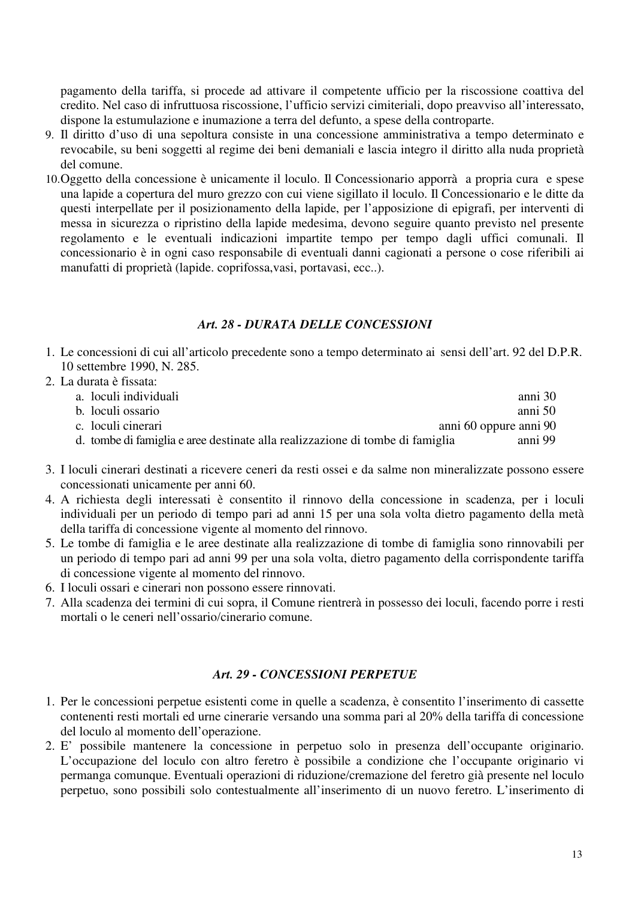pagamento della tariffa, si procede ad attivare il competente ufficio per la riscossione coattiva del credito. Nel caso di infruttuosa riscossione, l'ufficio servizi cimiteriali, dopo preavviso all'interessato, dispone la estumulazione e inumazione a terra del defunto, a spese della controparte.

9. Il diritto d'uso di una sepoltura consiste in una concessione amministrativa a tempo determinato e revocabile, su beni soggetti al regime dei beni demaniali e lascia integro il diritto alla nuda proprietà del comune.
10. Oggetto della concessione è unicamente il loculo. Il Concessionario apporrà a propria cura e spese una lapide a copertura del muro grezzo con cui viene sigillato il loculo. Il Concessionario e le ditte da questi interpellate per il posizionamento della lapide, per l'apposizione di epigrafi, per interventi di messa in sicurezza o ripristino della lapide medesima, devono seguire quanto previsto nel presente regolamento e le eventuali indicazioni impartite tempo per tempo dagli uffici comunali. Il concessionario è in ogni caso responsabile di eventuali danni cagionati a persone o cose riferibili ai manufatti di proprietà (lapide. coprifossa,vasi, portavasi, ecc..).

### *Art. 28 - DURATA DELLE CONCESSIONI*

1. Le concessioni di cui all'articolo precedente sono a tempo determinato ai sensi dell'art. 92 del D.P.R. 10 settembre 1990, N. 285.
2. La durata è fissata:
   a. loculi individuali — anni 30
   b. loculi ossario — anni 50
   c. loculi cinerari — anni 60 oppure anni 90
   d. tombe di famiglia e aree destinate alla realizzazione di tombe di famiglia — anni 99
3. I loculi cinerari destinati a ricevere ceneri da resti ossei e da salme non mineralizzate possono essere concessionati unicamente per anni 60.
4. A richiesta degli interessati è consentito il rinnovo della concessione in scadenza, per i loculi individuali per un periodo di tempo pari ad anni 15 per una sola volta dietro pagamento della metà della tariffa di concessione vigente al momento del rinnovo.
5. Le tombe di famiglia e le aree destinate alla realizzazione di tombe di famiglia sono rinnovabili per un periodo di tempo pari ad anni 99 per una sola volta, dietro pagamento della corrispondente tariffa di concessione vigente al momento del rinnovo.
6. I loculi ossari e cinerari non possono essere rinnovati.
7. Alla scadenza dei termini di cui sopra, il Comune rientrerà in possesso dei loculi, facendo porre i resti mortali o le ceneri nell'ossario/cinerario comune.

### *Art. 29 - CONCESSIONI PERPETUE*

1. Per le concessioni perpetue esistenti come in quelle a scadenza, è consentito l'inserimento di cassette contenenti resti mortali ed urne cinerarie versando una somma pari al 20% della tariffa di concessione del loculo al momento dell'operazione.
2. E' possibile mantenere la concessione in perpetuo solo in presenza dell'occupante originario. L'occupazione del loculo con altro feretro è possibile a condizione che l'occupante originario vi permanga comunque. Eventuali operazioni di riduzione/cremazione del feretro già presente nel loculo perpetuo, sono possibili solo contestualmente all'inserimento di un nuovo feretro. L'inserimento di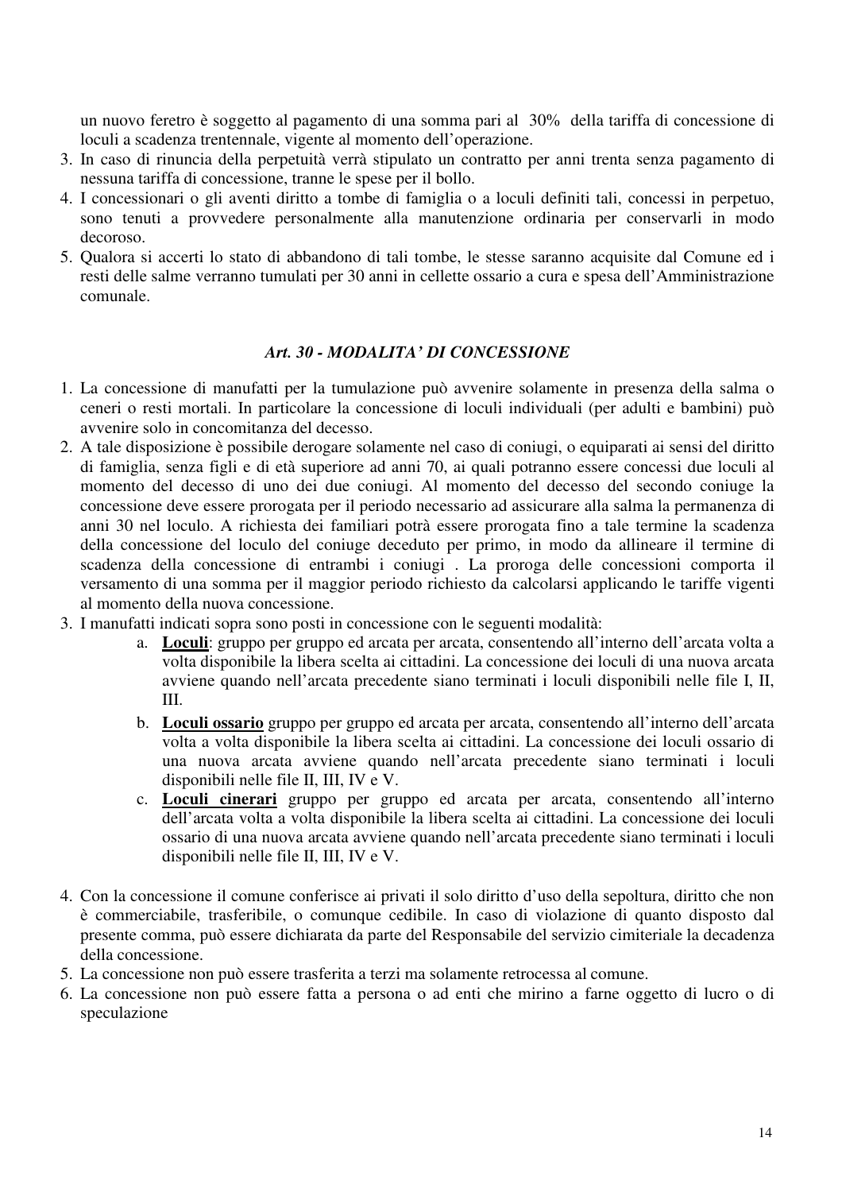un nuovo feretro è soggetto al pagamento di una somma pari al 30% della tariffa di concessione di loculi a scadenza trentennale, vigente al momento dell'operazione.

3. In caso di rinuncia della perpetuità verrà stipulato un contratto per anni trenta senza pagamento di nessuna tariffa di concessione, tranne le spese per il bollo.
4. I concessionari o gli aventi diritto a tombe di famiglia o a loculi definiti tali, concessi in perpetuo, sono tenuti a provvedere personalmente alla manutenzione ordinaria per conservarli in modo decoroso.
5. Qualora si accerti lo stato di abbandono di tali tombe, le stesse saranno acquisite dal Comune ed i resti delle salme verranno tumulati per 30 anni in cellette ossario a cura e spesa dell'Amministrazione comunale.

### *Art. 30 - MODALITA' DI CONCESSIONE*

1. La concessione di manufatti per la tumulazione può avvenire solamente in presenza della salma o ceneri o resti mortali. In particolare la concessione di loculi individuali (per adulti e bambini) può avvenire solo in concomitanza del decesso.
2. A tale disposizione è possibile derogare solamente nel caso di coniugi, o equiparati ai sensi del diritto di famiglia, senza figli e di età superiore ad anni 70, ai quali potranno essere concessi due loculi al momento del decesso di uno dei due coniugi. Al momento del decesso del secondo coniuge la concessione deve essere prorogata per il periodo necessario ad assicurare alla salma la permanenza di anni 30 nel loculo. A richiesta dei familiari potrà essere prorogata fino a tale termine la scadenza della concessione del loculo del coniuge deceduto per primo, in modo da allineare il termine di scadenza della concessione di entrambi i coniugi . La proroga delle concessioni comporta il versamento di una somma per il maggior periodo richiesto da calcolarsi applicando le tariffe vigenti al momento della nuova concessione.
3. I manufatti indicati sopra sono posti in concessione con le seguenti modalità:
   a. **Loculi**: gruppo per gruppo ed arcata per arcata, consentendo all'interno dell'arcata volta a volta disponibile la libera scelta ai cittadini. La concessione dei loculi di una nuova arcata avviene quando nell'arcata precedente siano terminati i loculi disponibili nelle file I, II, III.
   b. **Loculi ossario** gruppo per gruppo ed arcata per arcata, consentendo all'interno dell'arcata volta a volta disponibile la libera scelta ai cittadini. La concessione dei loculi ossario di una nuova arcata avviene quando nell'arcata precedente siano terminati i loculi disponibili nelle file II, III, IV e V.
   c. **Loculi cinerari** gruppo per gruppo ed arcata per arcata, consentendo all'interno dell'arcata volta a volta disponibile la libera scelta ai cittadini. La concessione dei loculi ossario di una nuova arcata avviene quando nell'arcata precedente siano terminati i loculi disponibili nelle file II, III, IV e V.
4. Con la concessione il comune conferisce ai privati il solo diritto d'uso della sepoltura, diritto che non è commerciabile, trasferibile, o comunque cedibile. In caso di violazione di quanto disposto dal presente comma, può essere dichiarata da parte del Responsabile del servizio cimiteriale la decadenza della concessione.
5. La concessione non può essere trasferita a terzi ma solamente retrocessa al comune.
6. La concessione non può essere fatta a persona o ad enti che mirino a farne oggetto di lucro o di speculazione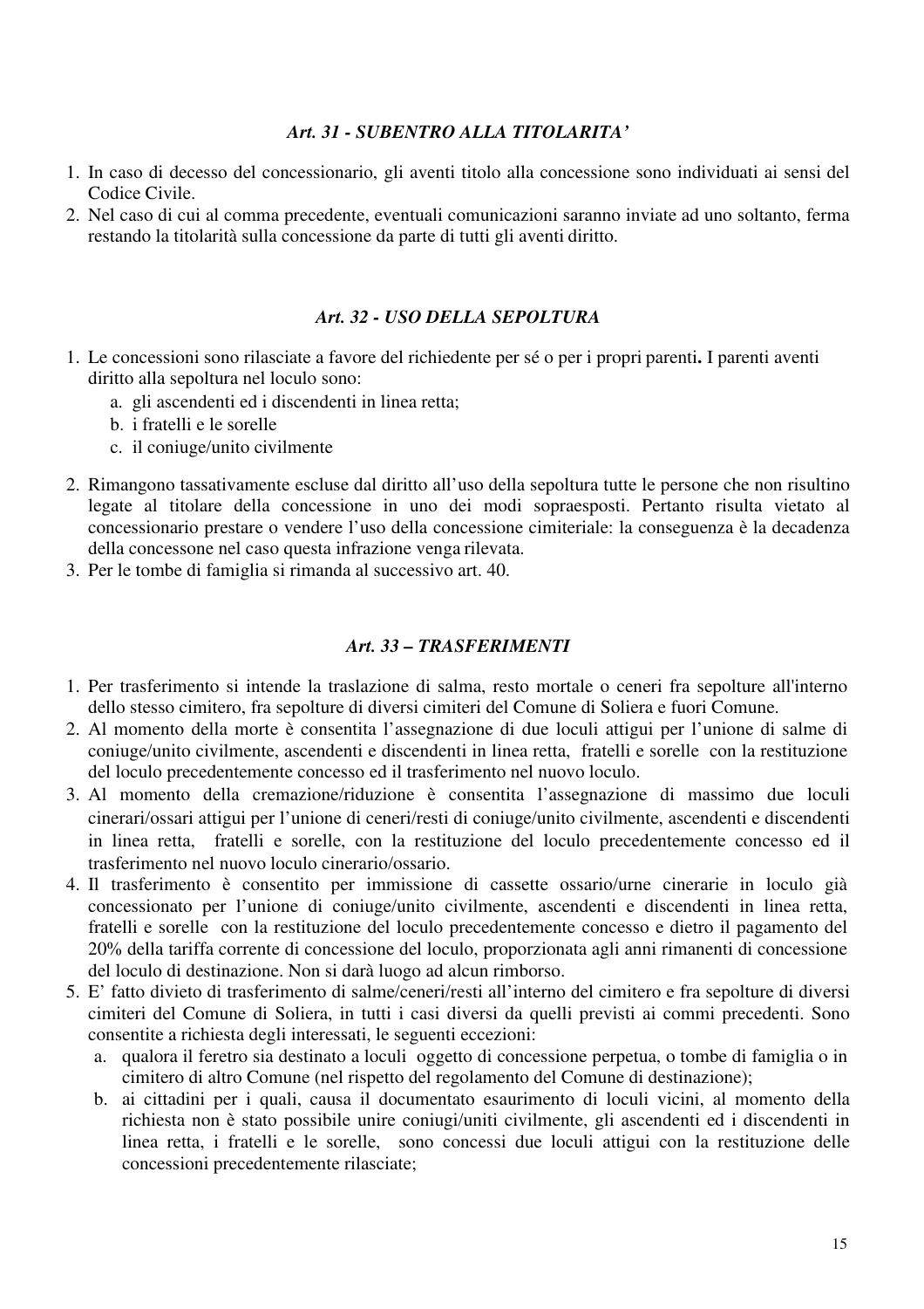### *Art. 31 - SUBENTRO ALLA TITOLARITA'*

1. In caso di decesso del concessionario, gli aventi titolo alla concessione sono individuati ai sensi del Codice Civile.
2. Nel caso di cui al comma precedente, eventuali comunicazioni saranno inviate ad uno soltanto, ferma restando la titolarità sulla concessione da parte di tutti gli aventi diritto.

### *Art. 32 - USO DELLA SEPOLTURA*

1. Le concessioni sono rilasciate a favore del richiedente per sé o per i propri parenti**.** I parenti aventi diritto alla sepoltura nel loculo sono:
   a. gli ascendenti ed i discendenti in linea retta;
   b. i fratelli e le sorelle
   c. il coniuge/unito civilmente
2. Rimangono tassativamente escluse dal diritto all'uso della sepoltura tutte le persone che non risultino legate al titolare della concessione in uno dei modi sopraesposti. Pertanto risulta vietato al concessionario prestare o vendere l'uso della concessione cimiteriale: la conseguenza è la decadenza della concessone nel caso questa infrazione venga rilevata.
3. Per le tombe di famiglia si rimanda al successivo art. 40.

### *Art. 33 – TRASFERIMENTI*

1. Per trasferimento si intende la traslazione di salma, resto mortale o ceneri fra sepolture all'interno dello stesso cimitero, fra sepolture di diversi cimiteri del Comune di Soliera e fuori Comune.
2. Al momento della morte è consentita l'assegnazione di due loculi attigui per l'unione di salme di coniuge/unito civilmente, ascendenti e discendenti in linea retta, fratelli e sorelle con la restituzione del loculo precedentemente concesso ed il trasferimento nel nuovo loculo.
3. Al momento della cremazione/riduzione è consentita l'assegnazione di massimo due loculi cinerari/ossari attigui per l'unione di ceneri/resti di coniuge/unito civilmente, ascendenti e discendenti in linea retta, fratelli e sorelle, con la restituzione del loculo precedentemente concesso ed il trasferimento nel nuovo loculo cinerario/ossario.
4. Il trasferimento è consentito per immissione di cassette ossario/urne cinerarie in loculo già concessionato per l'unione di coniuge/unito civilmente, ascendenti e discendenti in linea retta, fratelli e sorelle con la restituzione del loculo precedentemente concesso e dietro il pagamento del 20% della tariffa corrente di concessione del loculo, proporzionata agli anni rimanenti di concessione del loculo di destinazione. Non si darà luogo ad alcun rimborso.
5. E' fatto divieto di trasferimento di salme/ceneri/resti all'interno del cimitero e fra sepolture di diversi cimiteri del Comune di Soliera, in tutti i casi diversi da quelli previsti ai commi precedenti. Sono consentite a richiesta degli interessati, le seguenti eccezioni:
   a. qualora il feretro sia destinato a loculi oggetto di concessione perpetua, o tombe di famiglia o in cimitero di altro Comune (nel rispetto del regolamento del Comune di destinazione);
   b. ai cittadini per i quali, causa il documentato esaurimento di loculi vicini, al momento della richiesta non è stato possibile unire coniugi/uniti civilmente, gli ascendenti ed i discendenti in linea retta, i fratelli e le sorelle, sono concessi due loculi attigui con la restituzione delle concessioni precedentemente rilasciate;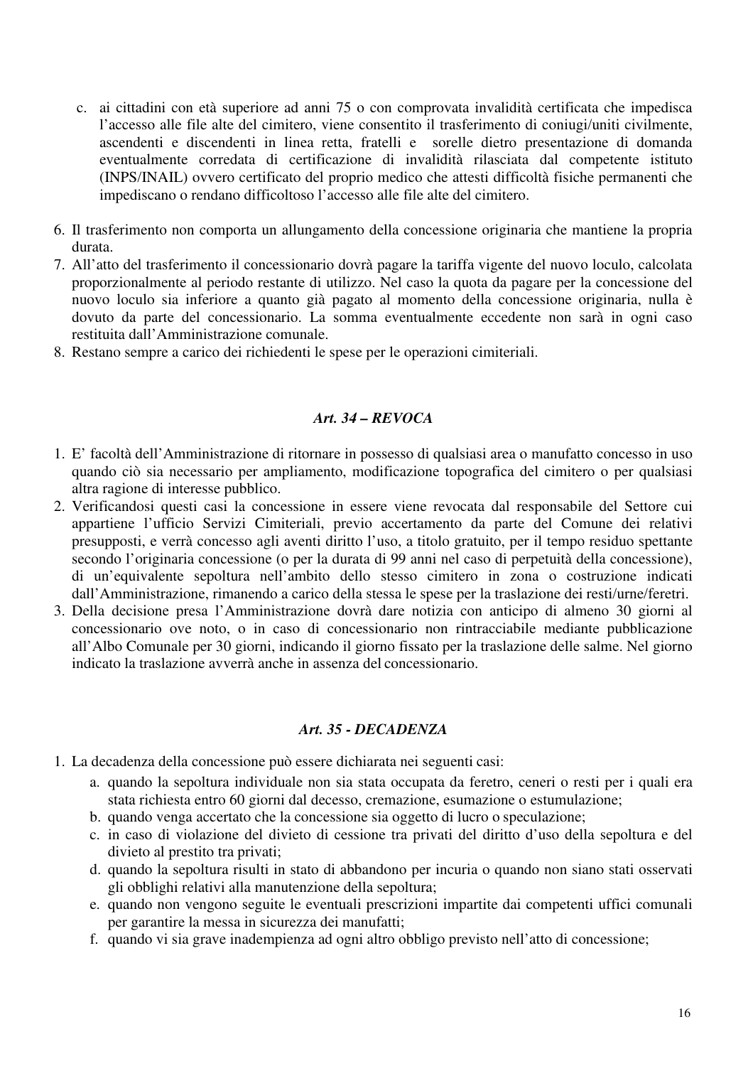c. ai cittadini con età superiore ad anni 75 o con comprovata invalidità certificata che impedisca l'accesso alle file alte del cimitero, viene consentito il trasferimento di coniugi/uniti civilmente, ascendenti e discendenti in linea retta, fratelli e sorelle dietro presentazione di domanda eventualmente corredata di certificazione di invalidità rilasciata dal competente istituto (INPS/INAIL) ovvero certificato del proprio medico che attesti difficoltà fisiche permanenti che impediscano o rendano difficoltoso l'accesso alle file alte del cimitero.

6. Il trasferimento non comporta un allungamento della concessione originaria che mantiene la propria durata.
7. All'atto del trasferimento il concessionario dovrà pagare la tariffa vigente del nuovo loculo, calcolata proporzionalmente al periodo restante di utilizzo. Nel caso la quota da pagare per la concessione del nuovo loculo sia inferiore a quanto già pagato al momento della concessione originaria, nulla è dovuto da parte del concessionario. La somma eventualmente eccedente non sarà in ogni caso restituita dall'Amministrazione comunale.
8. Restano sempre a carico dei richiedenti le spese per le operazioni cimiteriali.

### *Art. 34 – REVOCA*

1. E' facoltà dell'Amministrazione di ritornare in possesso di qualsiasi area o manufatto concesso in uso quando ciò sia necessario per ampliamento, modificazione topografica del cimitero o per qualsiasi altra ragione di interesse pubblico.
2. Verificandosi questi casi la concessione in essere viene revocata dal responsabile del Settore cui appartiene l'ufficio Servizi Cimiteriali, previo accertamento da parte del Comune dei relativi presupposti, e verrà concesso agli aventi diritto l'uso, a titolo gratuito, per il tempo residuo spettante secondo l'originaria concessione (o per la durata di 99 anni nel caso di perpetuità della concessione), di un'equivalente sepoltura nell'ambito dello stesso cimitero in zona o costruzione indicati dall'Amministrazione, rimanendo a carico della stessa le spese per la traslazione dei resti/urne/feretri.
3. Della decisione presa l'Amministrazione dovrà dare notizia con anticipo di almeno 30 giorni al concessionario ove noto, o in caso di concessionario non rintracciabile mediante pubblicazione all'Albo Comunale per 30 giorni, indicando il giorno fissato per la traslazione delle salme. Nel giorno indicato la traslazione avverrà anche in assenza del concessionario.

### *Art. 35 - DECADENZA*

1. La decadenza della concessione può essere dichiarata nei seguenti casi:
   a. quando la sepoltura individuale non sia stata occupata da feretro, ceneri o resti per i quali era stata richiesta entro 60 giorni dal decesso, cremazione, esumazione o estumulazione;
   b. quando venga accertato che la concessione sia oggetto di lucro o speculazione;
   c. in caso di violazione del divieto di cessione tra privati del diritto d'uso della sepoltura e del divieto al prestito tra privati;
   d. quando la sepoltura risulti in stato di abbandono per incuria o quando non siano stati osservati gli obblighi relativi alla manutenzione della sepoltura;
   e. quando non vengono seguite le eventuali prescrizioni impartite dai competenti uffici comunali per garantire la messa in sicurezza dei manufatti;
   f. quando vi sia grave inadempienza ad ogni altro obbligo previsto nell'atto di concessione;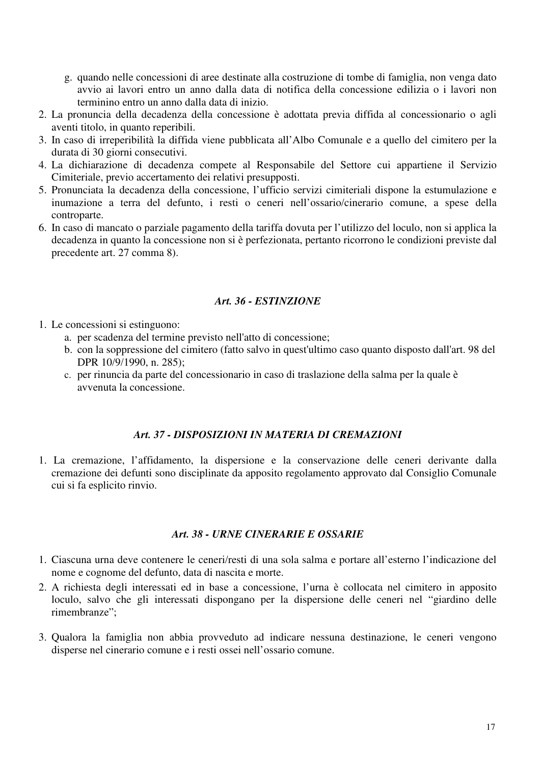g. quando nelle concessioni di aree destinate alla costruzione di tombe di famiglia, non venga dato avvio ai lavori entro un anno dalla data di notifica della concessione edilizia o i lavori non terminino entro un anno dalla data di inizio.

2. La pronuncia della decadenza della concessione è adottata previa diffida al concessionario o agli aventi titolo, in quanto reperibili.
3. In caso di irreperibilità la diffida viene pubblicata all'Albo Comunale e a quello del cimitero per la durata di 30 giorni consecutivi.
4. La dichiarazione di decadenza compete al Responsabile del Settore cui appartiene il Servizio Cimiteriale, previo accertamento dei relativi presupposti.
5. Pronunciata la decadenza della concessione, l'ufficio servizi cimiteriali dispone la estumulazione e inumazione a terra del defunto, i resti o ceneri nell'ossario/cinerario comune, a spese della controparte.
6. In caso di mancato o parziale pagamento della tariffa dovuta per l'utilizzo del loculo, non si applica la decadenza in quanto la concessione non si è perfezionata, pertanto ricorrono le condizioni previste dal precedente art. 27 comma 8).

### *Art. 36 - ESTINZIONE*

1. Le concessioni si estinguono:
   a. per scadenza del termine previsto nell'atto di concessione;
   b. con la soppressione del cimitero (fatto salvo in quest'ultimo caso quanto disposto dall'art. 98 del DPR 10/9/1990, n. 285);
   c. per rinuncia da parte del concessionario in caso di traslazione della salma per la quale è avvenuta la concessione.

### *Art. 37 - DISPOSIZIONI IN MATERIA DI CREMAZIONI*

1. La cremazione, l'affidamento, la dispersione e la conservazione delle ceneri derivante dalla cremazione dei defunti sono disciplinate da apposito regolamento approvato dal Consiglio Comunale cui si fa esplicito rinvio.

### *Art. 38 - URNE CINERARIE E OSSARIE*

1. Ciascuna urna deve contenere le ceneri/resti di una sola salma e portare all'esterno l'indicazione del nome e cognome del defunto, data di nascita e morte.
2. A richiesta degli interessati ed in base a concessione, l'urna è collocata nel cimitero in apposito loculo, salvo che gli interessati dispongano per la dispersione delle ceneri nel "giardino delle rimembranze";

3. Qualora la famiglia non abbia provveduto ad indicare nessuna destinazione, le ceneri vengono disperse nel cinerario comune e i resti ossei nell'ossario comune.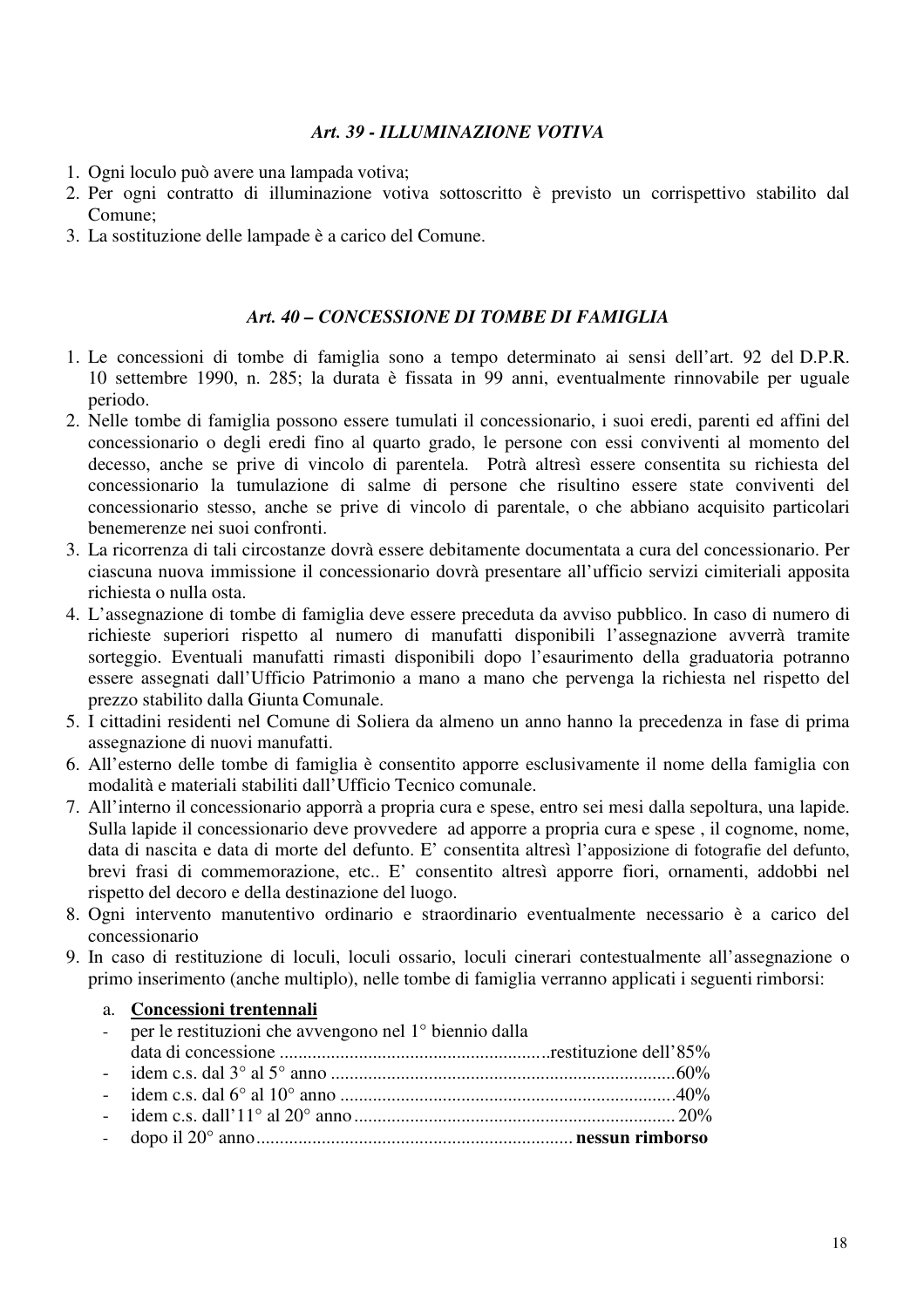### *Art. 39 - ILLUMINAZIONE VOTIVA*

1. Ogni loculo può avere una lampada votiva;
2. Per ogni contratto di illuminazione votiva sottoscritto è previsto un corrispettivo stabilito dal Comune;
3. La sostituzione delle lampade è a carico del Comune.

### *Art. 40 – CONCESSIONE DI TOMBE DI FAMIGLIA*

1. Le concessioni di tombe di famiglia sono a tempo determinato ai sensi dell'art. 92 del D.P.R. 10 settembre 1990, n. 285; la durata è fissata in 99 anni, eventualmente rinnovabile per uguale periodo.
2. Nelle tombe di famiglia possono essere tumulati il concessionario, i suoi eredi, parenti ed affini del concessionario o degli eredi fino al quarto grado, le persone con essi conviventi al momento del decesso, anche se prive di vincolo di parentela. Potrà altresì essere consentita su richiesta del concessionario la tumulazione di salme di persone che risultino essere state conviventi del concessionario stesso, anche se prive di vincolo di parentale, o che abbiano acquisito particolari benemerenze nei suoi confronti.
3. La ricorrenza di tali circostanze dovrà essere debitamente documentata a cura del concessionario. Per ciascuna nuova immissione il concessionario dovrà presentare all'ufficio servizi cimiteriali apposita richiesta o nulla osta.
4. L'assegnazione di tombe di famiglia deve essere preceduta da avviso pubblico. In caso di numero di richieste superiori rispetto al numero di manufatti disponibili l'assegnazione avverrà tramite sorteggio. Eventuali manufatti rimasti disponibili dopo l'esaurimento della graduatoria potranno essere assegnati dall'Ufficio Patrimonio a mano a mano che pervenga la richiesta nel rispetto del prezzo stabilito dalla Giunta Comunale.
5. I cittadini residenti nel Comune di Soliera da almeno un anno hanno la precedenza in fase di prima assegnazione di nuovi manufatti.
6. All'esterno delle tombe di famiglia è consentito apporre esclusivamente il nome della famiglia con modalità e materiali stabiliti dall'Ufficio Tecnico comunale.
7. All'interno il concessionario apporrà a propria cura e spese, entro sei mesi dalla sepoltura, una lapide. Sulla lapide il concessionario deve provvedere ad apporre a propria cura e spese , il cognome, nome, data di nascita e data di morte del defunto. E' consentita altresì l'apposizione di fotografie del defunto, brevi frasi di commemorazione, etc.. E' consentito altresì apporre fiori, ornamenti, addobbi nel rispetto del decoro e della destinazione del luogo.
8. Ogni intervento manutentivo ordinario e straordinario eventualmente necessario è a carico del concessionario
9. In caso di restituzione di loculi, loculi ossario, loculi cinerari contestualmente all'assegnazione o primo inserimento (anche multiplo), nelle tombe di famiglia verranno applicati i seguenti rimborsi:

   a. **Concessioni trentennali**
   - per le restituzioni che avvengono nel 1° biennio dalla data di concessione ..........................................................restituzione dell'85%
   - idem c.s. dal 3° al 5° anno ..........................................................................60%
   - idem c.s. dal 6° al 10° anno ........................................................................40%
   - idem c.s. dall'11° al 20° anno ...................................................................... 20%
   - dopo il 20° anno.................................................................... **nessun rimborso**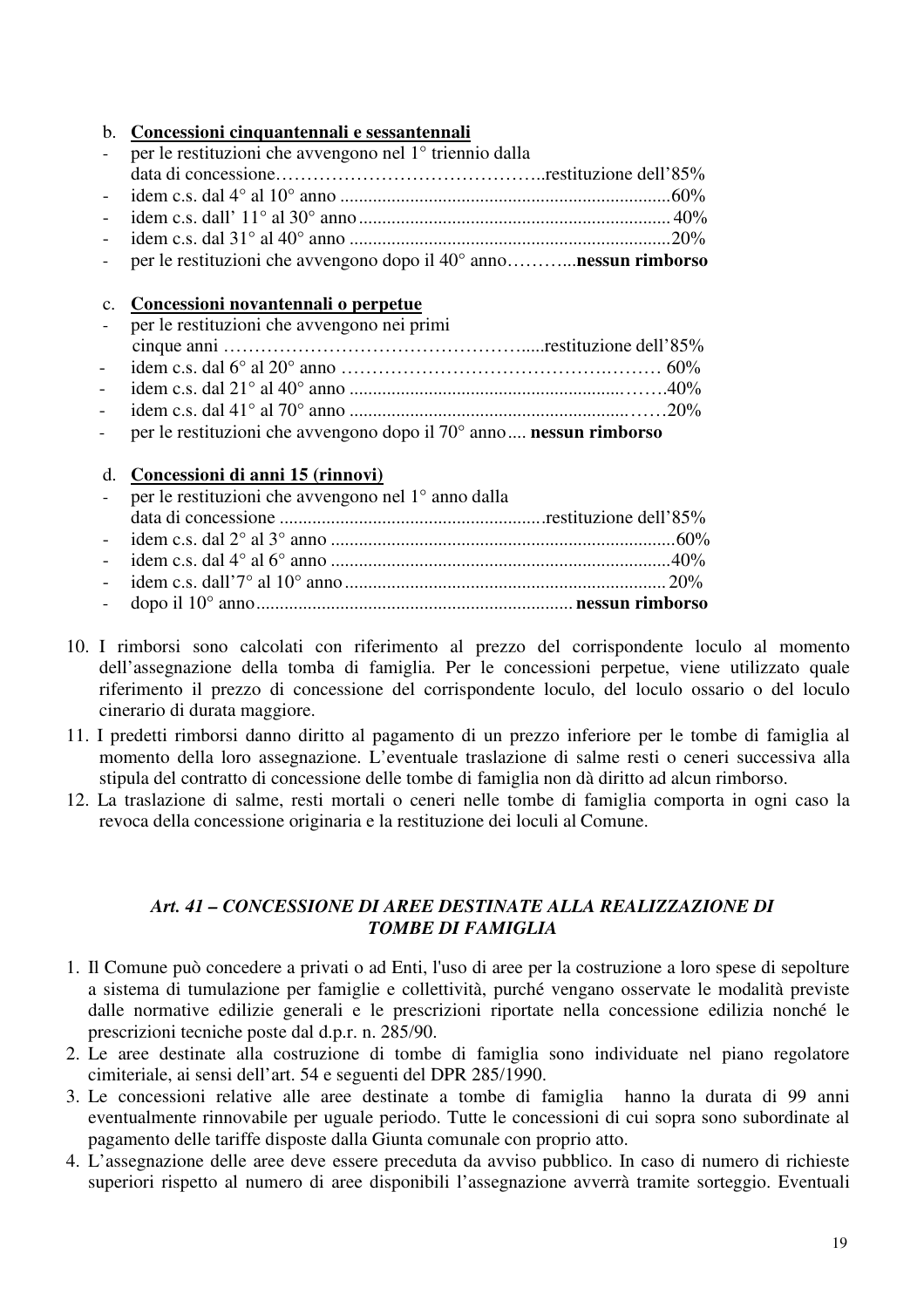b. **<u>Concessioni cinquantennali e sessantennali</u>**

- per le restituzioni che avvengono nel 1° triennio dalla data di concessione……………………………………..restituzione dell'85%
- idem c.s. dal 4° al 10° anno ........................................................................60%
- idem c.s. dall' 11° al 30° anno ................................................................... 40%
- idem c.s. dal 31° al 40° anno .....................................................................20%
- per le restituzioni che avvengono dopo il 40° anno………...**nessun rimborso**

c. **<u>Concessioni novantennali o perpetue</u>**

- per le restituzioni che avvengono nei primi cinque anni …………………………………………....restituzione dell'85%
- idem c.s. dal 6° al 20° anno …………………………………………..……… 60%
- idem c.s. dal 21° al 40° anno ..............................................................…….40%
- idem c.s. dal 41° al 70° anno ..............................................................……20%
- per le restituzioni che avvengono dopo il 70° anno.... **nessun rimborso**

d. **<u>Concessioni di anni 15 (rinnovi)</u>**

- per le restituzioni che avvengono nel 1° anno dalla data di concessione .........................................................restituzione dell'85%
- idem c.s. dal 2° al 3° anno ..........................................................................60%
- idem c.s. dal 4° al 6° anno .........................................................................40%
- idem c.s. dall'7° al 10° anno ..................................................................... 20%
- dopo il 10° anno.................................................................... **nessun rimborso**

10. I rimborsi sono calcolati con riferimento al prezzo del corrispondente loculo al momento dell'assegnazione della tomba di famiglia. Per le concessioni perpetue, viene utilizzato quale riferimento il prezzo di concessione del corrispondente loculo, del loculo ossario o del loculo cinerario di durata maggiore.
11. I predetti rimborsi danno diritto al pagamento di un prezzo inferiore per le tombe di famiglia al momento della loro assegnazione. L'eventuale traslazione di salme resti o ceneri successiva alla stipula del contratto di concessione delle tombe di famiglia non dà diritto ad alcun rimborso.
12. La traslazione di salme, resti mortali o ceneri nelle tombe di famiglia comporta in ogni caso la revoca della concessione originaria e la restituzione dei loculi al Comune.

### *Art. 41 – CONCESSIONE DI AREE DESTINATE ALLA REALIZZAZIONE DI TOMBE DI FAMIGLIA*

1. Il Comune può concedere a privati o ad Enti, l'uso di aree per la costruzione a loro spese di sepolture a sistema di tumulazione per famiglie e collettività, purché vengano osservate le modalità previste dalle normative edilizie generali e le prescrizioni riportate nella concessione edilizia nonché le prescrizioni tecniche poste dal d.p.r. n. 285/90.
2. Le aree destinate alla costruzione di tombe di famiglia sono individuate nel piano regolatore cimiteriale, ai sensi dell'art. 54 e seguenti del DPR 285/1990.
3. Le concessioni relative alle aree destinate a tombe di famiglia hanno la durata di 99 anni eventualmente rinnovabile per uguale periodo. Tutte le concessioni di cui sopra sono subordinate al pagamento delle tariffe disposte dalla Giunta comunale con proprio atto.
4. L'assegnazione delle aree deve essere preceduta da avviso pubblico. In caso di numero di richieste superiori rispetto al numero di aree disponibili l'assegnazione avverrà tramite sorteggio. Eventuali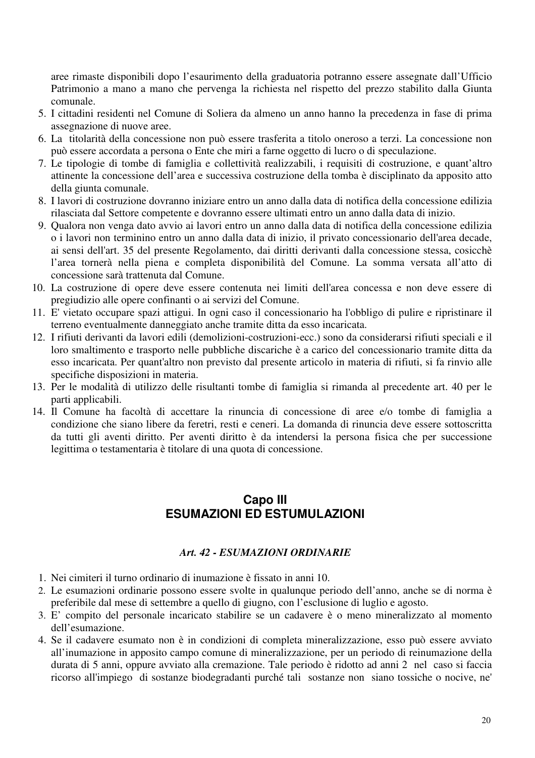aree rimaste disponibili dopo l’esaurimento della graduatoria potranno essere assegnate dall’Ufficio Patrimonio a mano a mano che pervenga la richiesta nel rispetto del prezzo stabilito dalla Giunta comunale.

5. I cittadini residenti nel Comune di Soliera da almeno un anno hanno la precedenza in fase di prima assegnazione di nuove aree.
6. La titolarità della concessione non può essere trasferita a titolo oneroso a terzi. La concessione non può essere accordata a persona o Ente che miri a farne oggetto di lucro o di speculazione.
7. Le tipologie di tombe di famiglia e collettività realizzabili, i requisiti di costruzione, e quant’altro attinente la concessione dell’area e successiva costruzione della tomba è disciplinato da apposito atto della giunta comunale.
8. I lavori di costruzione dovranno iniziare entro un anno dalla data di notifica della concessione edilizia rilasciata dal Settore competente e dovranno essere ultimati entro un anno dalla data di inizio.
9. Qualora non venga dato avvio ai lavori entro un anno dalla data di notifica della concessione edilizia o i lavori non terminino entro un anno dalla data di inizio, il privato concessionario dell'area decade, ai sensi dell'art. 35 del presente Regolamento, dai diritti derivanti dalla concessione stessa, cosicchè l’area tornerà nella piena e completa disponibilità del Comune. La somma versata all’atto di concessione sarà trattenuta dal Comune.
10. La costruzione di opere deve essere contenuta nei limiti dell'area concessa e non deve essere di pregiudizio alle opere confinanti o ai servizi del Comune.
11. E' vietato occupare spazi attigui. In ogni caso il concessionario ha l'obbligo di pulire e ripristinare il terreno eventualmente danneggiato anche tramite ditta da esso incaricata.
12. I rifiuti derivanti da lavori edili (demolizioni-costruzioni-ecc.) sono da considerarsi rifiuti speciali e il loro smaltimento e trasporto nelle pubbliche discariche è a carico del concessionario tramite ditta da esso incaricata. Per quant'altro non previsto dal presente articolo in materia di rifiuti, si fa rinvio alle specifiche disposizioni in materia.
13. Per le modalità di utilizzo delle risultanti tombe di famiglia si rimanda al precedente art. 40 per le parti applicabili.
14. Il Comune ha facoltà di accettare la rinuncia di concessione di aree e/o tombe di famiglia a condizione che siano libere da feretri, resti e ceneri. La domanda di rinuncia deve essere sottoscritta da tutti gli aventi diritto. Per aventi diritto è da intendersi la persona fisica che per successione legittima o testamentaria è titolare di una quota di concessione.

## Capo III
## ESUMAZIONI ED ESTUMULAZIONI

### *Art. 42 - ESUMAZIONI ORDINARIE*

1. Nei cimiteri il turno ordinario di inumazione è fissato in anni 10.
2. Le esumazioni ordinarie possono essere svolte in qualunque periodo dell’anno, anche se di norma è preferibile dal mese di settembre a quello di giugno, con l’esclusione di luglio e agosto.
3. E’ compito del personale incaricato stabilire se un cadavere è o meno mineralizzato al momento dell’esumazione.
4. Se il cadavere esumato non è in condizioni di completa mineralizzazione, esso può essere avviato all’inumazione in apposito campo comune di mineralizzazione, per un periodo di reinumazione della durata di 5 anni, oppure avviato alla cremazione. Tale periodo è ridotto ad anni 2 nel caso si faccia ricorso all'impiego di sostanze biodegradanti purché tali sostanze non siano tossiche o nocive, ne'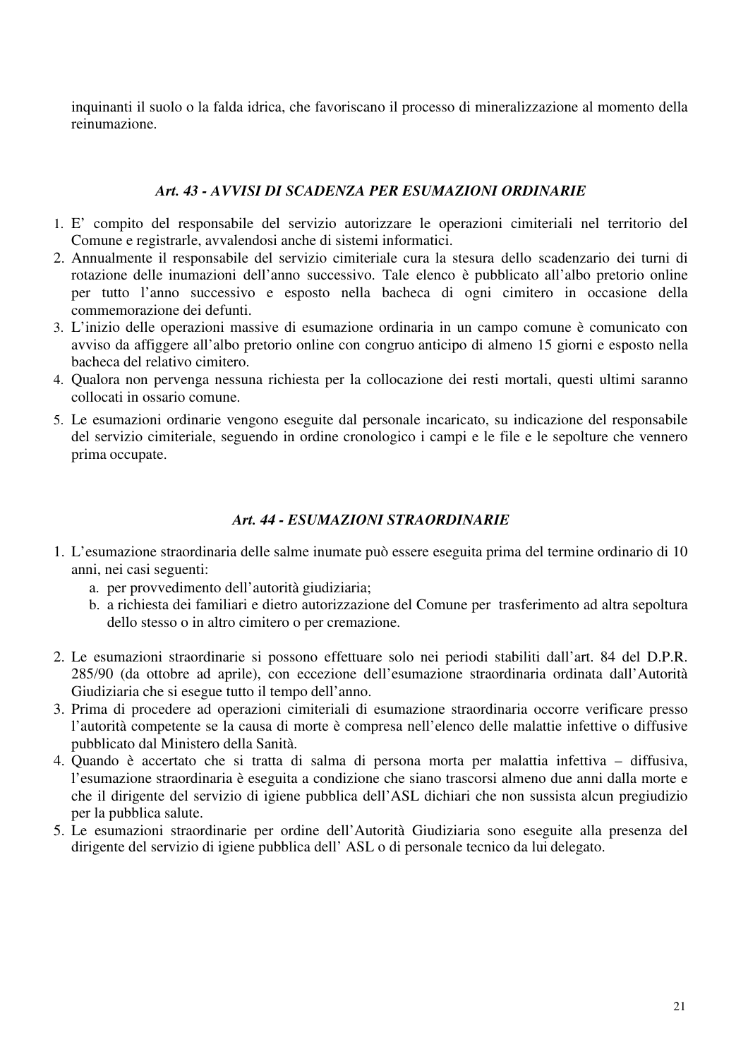inquinanti il suolo o la falda idrica, che favoriscano il processo di mineralizzazione al momento della reinumazione.

### *Art. 43 - AVVISI DI SCADENZA PER ESUMAZIONI ORDINARIE*

1. E' compito del responsabile del servizio autorizzare le operazioni cimiteriali nel territorio del Comune e registrarle, avvalendosi anche di sistemi informatici.
2. Annualmente il responsabile del servizio cimiteriale cura la stesura dello scadenzario dei turni di rotazione delle inumazioni dell'anno successivo. Tale elenco è pubblicato all'albo pretorio online per tutto l'anno successivo e esposto nella bacheca di ogni cimitero in occasione della commemorazione dei defunti.
3. L'inizio delle operazioni massive di esumazione ordinaria in un campo comune è comunicato con avviso da affiggere all'albo pretorio online con congruo anticipo di almeno 15 giorni e esposto nella bacheca del relativo cimitero.
4. Qualora non pervenga nessuna richiesta per la collocazione dei resti mortali, questi ultimi saranno collocati in ossario comune.
5. Le esumazioni ordinarie vengono eseguite dal personale incaricato, su indicazione del responsabile del servizio cimiteriale, seguendo in ordine cronologico i campi e le file e le sepolture che vennero prima occupate.

### *Art. 44 - ESUMAZIONI STRAORDINARIE*

1. L'esumazione straordinaria delle salme inumate può essere eseguita prima del termine ordinario di 10 anni, nei casi seguenti:
   a. per provvedimento dell'autorità giudiziaria;
   b. a richiesta dei familiari e dietro autorizzazione del Comune per trasferimento ad altra sepoltura dello stesso o in altro cimitero o per cremazione.

2. Le esumazioni straordinarie si possono effettuare solo nei periodi stabiliti dall'art. 84 del D.P.R. 285/90 (da ottobre ad aprile), con eccezione dell'esumazione straordinaria ordinata dall'Autorità Giudiziaria che si esegue tutto il tempo dell'anno.
3. Prima di procedere ad operazioni cimiteriali di esumazione straordinaria occorre verificare presso l'autorità competente se la causa di morte è compresa nell'elenco delle malattie infettive o diffusive pubblicato dal Ministero della Sanità.
4. Quando è accertato che si tratta di salma di persona morta per malattia infettiva – diffusiva, l'esumazione straordinaria è eseguita a condizione che siano trascorsi almeno due anni dalla morte e che il dirigente del servizio di igiene pubblica dell'ASL dichiari che non sussista alcun pregiudizio per la pubblica salute.
5. Le esumazioni straordinarie per ordine dell'Autorità Giudiziaria sono eseguite alla presenza del dirigente del servizio di igiene pubblica dell' ASL o di personale tecnico da lui delegato.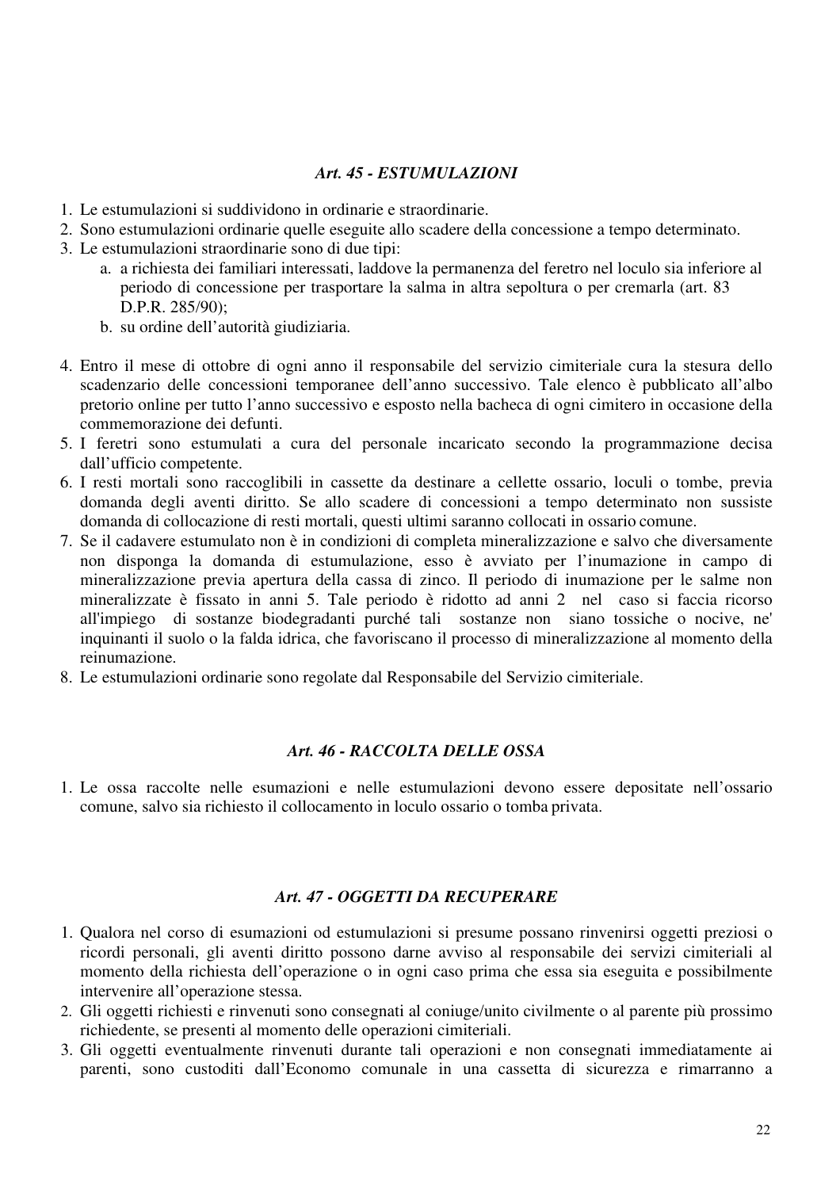### *Art. 45 - ESTUMULAZIONI*

1. Le estumulazioni si suddividono in ordinarie e straordinarie.
2. Sono estumulazioni ordinarie quelle eseguite allo scadere della concessione a tempo determinato.
3. Le estumulazioni straordinarie sono di due tipi:
   a. a richiesta dei familiari interessati, laddove la permanenza del feretro nel loculo sia inferiore al periodo di concessione per trasportare la salma in altra sepoltura o per cremarla (art. 83 D.P.R. 285/90);
   b. su ordine dell'autorità giudiziaria.
4. Entro il mese di ottobre di ogni anno il responsabile del servizio cimiteriale cura la stesura dello scadenzario delle concessioni temporanee dell'anno successivo. Tale elenco è pubblicato all'albo pretorio online per tutto l'anno successivo e esposto nella bacheca di ogni cimitero in occasione della commemorazione dei defunti.
5. I feretri sono estumulati a cura del personale incaricato secondo la programmazione decisa dall'ufficio competente.
6. I resti mortali sono raccoglibili in cassette da destinare a cellette ossario, loculi o tombe, previa domanda degli aventi diritto. Se allo scadere di concessioni a tempo determinato non sussiste domanda di collocazione di resti mortali, questi ultimi saranno collocati in ossario comune.
7. Se il cadavere estumulato non è in condizioni di completa mineralizzazione e salvo che diversamente non disponga la domanda di estumulazione, esso è avviato per l'inumazione in campo di mineralizzazione previa apertura della cassa di zinco. Il periodo di inumazione per le salme non mineralizzate è fissato in anni 5. Tale periodo è ridotto ad anni 2 nel caso si faccia ricorso all'impiego di sostanze biodegradanti purché tali sostanze non siano tossiche o nocive, ne' inquinanti il suolo o la falda idrica, che favoriscano il processo di mineralizzazione al momento della reinumazione.
8. Le estumulazioni ordinarie sono regolate dal Responsabile del Servizio cimiteriale.

### *Art. 46 - RACCOLTA DELLE OSSA*

1. Le ossa raccolte nelle esumazioni e nelle estumulazioni devono essere depositate nell'ossario comune, salvo sia richiesto il collocamento in loculo ossario o tomba privata.

### *Art. 47 - OGGETTI DA RECUPERARE*

1. Qualora nel corso di esumazioni od estumulazioni si presume possano rinvenirsi oggetti preziosi o ricordi personali, gli aventi diritto possono darne avviso al responsabile dei servizi cimiteriali al momento della richiesta dell'operazione o in ogni caso prima che essa sia eseguita e possibilmente intervenire all'operazione stessa.
2. Gli oggetti richiesti e rinvenuti sono consegnati al coniuge/unito civilmente o al parente più prossimo richiedente, se presenti al momento delle operazioni cimiteriali.
3. Gli oggetti eventualmente rinvenuti durante tali operazioni e non consegnati immediatamente ai parenti, sono custoditi dall'Economo comunale in una cassetta di sicurezza e rimarranno a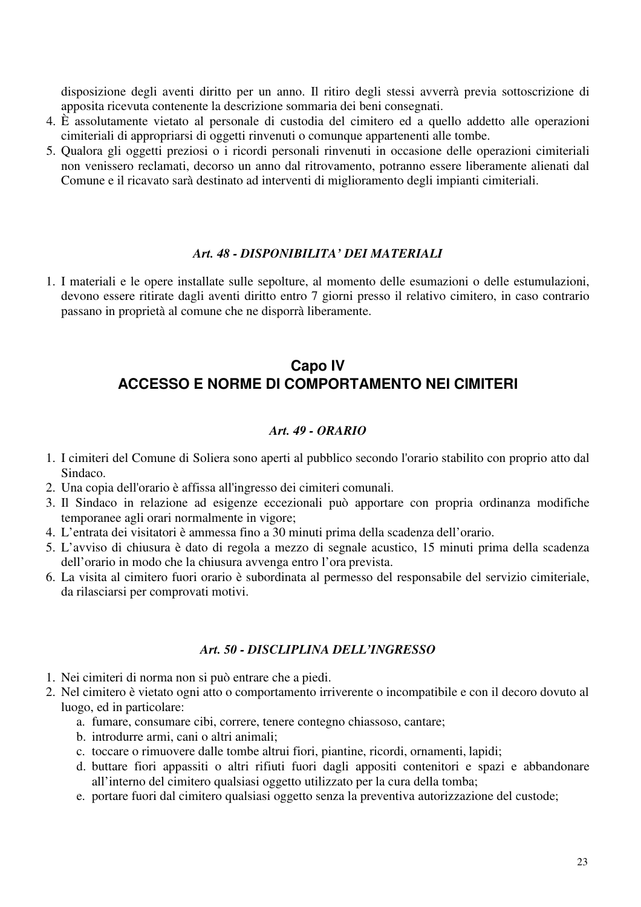disposizione degli aventi diritto per un anno. Il ritiro degli stessi avverrà previa sottoscrizione di apposita ricevuta contenente la descrizione sommaria dei beni consegnati.

4. È assolutamente vietato al personale di custodia del cimitero ed a quello addetto alle operazioni cimiteriali di appropriarsi di oggetti rinvenuti o comunque appartenenti alle tombe.
5. Qualora gli oggetti preziosi o i ricordi personali rinvenuti in occasione delle operazioni cimiteriali non venissero reclamati, decorso un anno dal ritrovamento, potranno essere liberamente alienati dal Comune e il ricavato sarà destinato ad interventi di miglioramento degli impianti cimiteriali.

### *Art. 48 - DISPONIBILITA' DEI MATERIALI*

1. I materiali e le opere installate sulle sepolture, al momento delle esumazioni o delle estumulazioni, devono essere ritirate dagli aventi diritto entro 7 giorni presso il relativo cimitero, in caso contrario passano in proprietà al comune che ne disporrà liberamente.

## Capo IV
## ACCESSO E NORME DI COMPORTAMENTO NEI CIMITERI

### *Art. 49 - ORARIO*

1. I cimiteri del Comune di Soliera sono aperti al pubblico secondo l'orario stabilito con proprio atto dal Sindaco.
2. Una copia dell'orario è affissa all'ingresso dei cimiteri comunali.
3. Il Sindaco in relazione ad esigenze eccezionali può apportare con propria ordinanza modifiche temporanee agli orari normalmente in vigore;
4. L'entrata dei visitatori è ammessa fino a 30 minuti prima della scadenza dell'orario.
5. L'avviso di chiusura è dato di regola a mezzo di segnale acustico, 15 minuti prima della scadenza dell'orario in modo che la chiusura avvenga entro l'ora prevista.
6. La visita al cimitero fuori orario è subordinata al permesso del responsabile del servizio cimiteriale, da rilasciarsi per comprovati motivi.

### *Art. 50 - DISCLIPLINA DELL'INGRESSO*

1. Nei cimiteri di norma non si può entrare che a piedi.
2. Nel cimitero è vietato ogni atto o comportamento irriverente o incompatibile e con il decoro dovuto al luogo, ed in particolare:
   a. fumare, consumare cibi, correre, tenere contegno chiassoso, cantare;
   b. introdurre armi, cani o altri animali;
   c. toccare o rimuovere dalle tombe altrui fiori, piantine, ricordi, ornamenti, lapidi;
   d. buttare fiori appassiti o altri rifiuti fuori dagli appositi contenitori e spazi e abbandonare all'interno del cimitero qualsiasi oggetto utilizzato per la cura della tomba;
   e. portare fuori dal cimitero qualsiasi oggetto senza la preventiva autorizzazione del custode;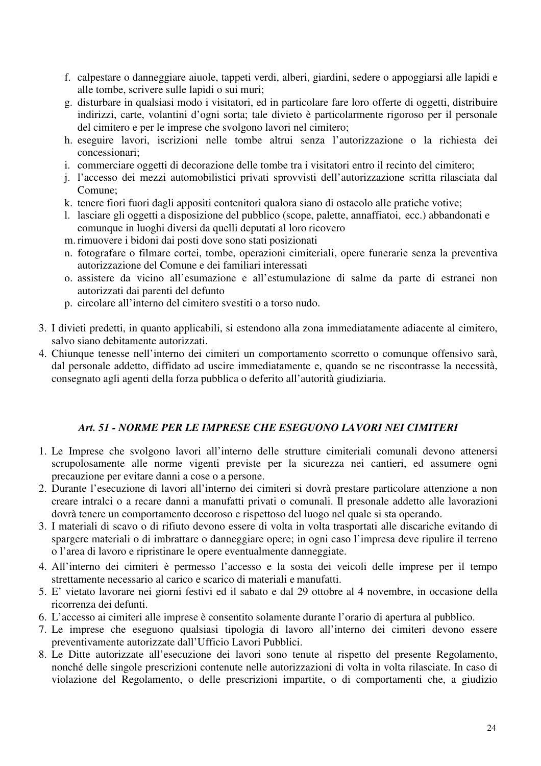f. calpestare o danneggiare aiuole, tappeti verdi, alberi, giardini, sedere o appoggiarsi alle lapidi e alle tombe, scrivere sulle lapidi o sui muri;
g. disturbare in qualsiasi modo i visitatori, ed in particolare fare loro offerte di oggetti, distribuire indirizzi, carte, volantini d'ogni sorta; tale divieto è particolarmente rigoroso per il personale del cimitero e per le imprese che svolgono lavori nel cimitero;
h. eseguire lavori, iscrizioni nelle tombe altrui senza l'autorizzazione o la richiesta dei concessionari;
i. commerciare oggetti di decorazione delle tombe tra i visitatori entro il recinto del cimitero;
j. l'accesso dei mezzi automobilistici privati sprovvisti dell'autorizzazione scritta rilasciata dal Comune;
k. tenere fiori fuori dagli appositi contenitori qualora siano di ostacolo alle pratiche votive;
l. lasciare gli oggetti a disposizione del pubblico (scope, palette, annaffiatoi, ecc.) abbandonati e comunque in luoghi diversi da quelli deputati al loro ricovero
m. rimuovere i bidoni dai posti dove sono stati posizionati
n. fotografare o filmare cortei, tombe, operazioni cimiteriali, opere funerarie senza la preventiva autorizzazione del Comune e dei familiari interessati
o. assistere da vicino all'esumazione e all'estumulazione di salme da parte di estranei non autorizzati dai parenti del defunto
p. circolare all'interno del cimitero svestiti o a torso nudo.

3. I divieti predetti, in quanto applicabili, si estendono alla zona immediatamente adiacente al cimitero, salvo siano debitamente autorizzati.
4. Chiunque tenesse nell'interno dei cimiteri un comportamento scorretto o comunque offensivo sarà, dal personale addetto, diffidato ad uscire immediatamente e, quando se ne riscontrasse la necessità, consegnato agli agenti della forza pubblica o deferito all'autorità giudiziaria.

### *Art. 51 - NORME PER LE IMPRESE CHE ESEGUONO LAVORI NEI CIMITERI*

1. Le Imprese che svolgono lavori all'interno delle strutture cimiteriali comunali devono attenersi scrupolosamente alle norme vigenti previste per la sicurezza nei cantieri, ed assumere ogni precauzione per evitare danni a cose o a persone.
2. Durante l'esecuzione di lavori all'interno dei cimiteri si dovrà prestare particolare attenzione a non creare intralci o a recare danni a manufatti privati o comunali. Il presonale addetto alle lavorazioni dovrà tenere un comportamento decoroso e rispettoso del luogo nel quale si sta operando.
3. I materiali di scavo o di rifiuto devono essere di volta in volta trasportati alle discariche evitando di spargere materiali o di imbrattare o danneggiare opere; in ogni caso l'impresa deve ripulire il terreno o l'area di lavoro e ripristinare le opere eventualmente danneggiate.
4. All'interno dei cimiteri è permesso l'accesso e la sosta dei veicoli delle imprese per il tempo strettamente necessario al carico e scarico di materiali e manufatti.
5. E' vietato lavorare nei giorni festivi ed il sabato e dal 29 ottobre al 4 novembre, in occasione della ricorrenza dei defunti.
6. L'accesso ai cimiteri alle imprese è consentito solamente durante l'orario di apertura al pubblico.
7. Le imprese che eseguono qualsiasi tipologia di lavoro all'interno dei cimiteri devono essere preventivamente autorizzate dall'Ufficio Lavori Pubblici.
8. Le Ditte autorizzate all'esecuzione dei lavori sono tenute al rispetto del presente Regolamento, nonché delle singole prescrizioni contenute nelle autorizzazioni di volta in volta rilasciate. In caso di violazione del Regolamento, o delle prescrizioni impartite, o di comportamenti che, a giudizio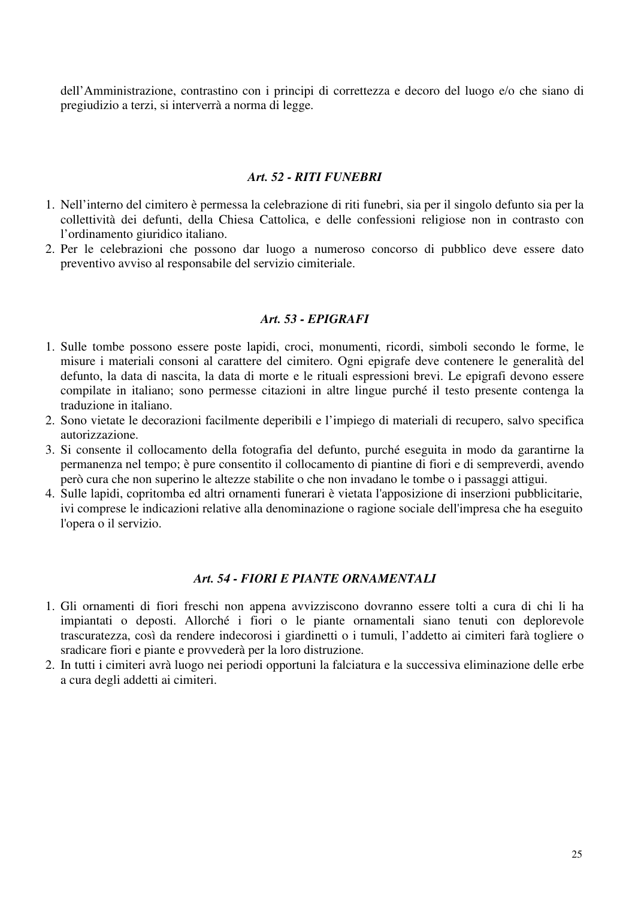dell'Amministrazione, contrastino con i principi di correttezza e decoro del luogo e/o che siano di pregiudizio a terzi, si interverrà a norma di legge.

### *Art. 52 - RITI FUNEBRI*

1. Nell'interno del cimitero è permessa la celebrazione di riti funebri, sia per il singolo defunto sia per la collettività dei defunti, della Chiesa Cattolica, e delle confessioni religiose non in contrasto con l'ordinamento giuridico italiano.
2. Per le celebrazioni che possono dar luogo a numeroso concorso di pubblico deve essere dato preventivo avviso al responsabile del servizio cimiteriale.

### *Art. 53 - EPIGRAFI*

1. Sulle tombe possono essere poste lapidi, croci, monumenti, ricordi, simboli secondo le forme, le misure i materiali consoni al carattere del cimitero. Ogni epigrafe deve contenere le generalità del defunto, la data di nascita, la data di morte e le rituali espressioni brevi. Le epigrafi devono essere compilate in italiano; sono permesse citazioni in altre lingue purché il testo presente contenga la traduzione in italiano.
2. Sono vietate le decorazioni facilmente deperibili e l'impiego di materiali di recupero, salvo specifica autorizzazione.
3. Si consente il collocamento della fotografia del defunto, purché eseguita in modo da garantirne la permanenza nel tempo; è pure consentito il collocamento di piantine di fiori e di sempreverdi, avendo però cura che non superino le altezze stabilite o che non invadano le tombe o i passaggi attigui.
4. Sulle lapidi, copritomba ed altri ornamenti funerari è vietata l'apposizione di inserzioni pubblicitarie, ivi comprese le indicazioni relative alla denominazione o ragione sociale dell'impresa che ha eseguito l'opera o il servizio.

### *Art. 54 - FIORI E PIANTE ORNAMENTALI*

1. Gli ornamenti di fiori freschi non appena avvizziscono dovranno essere tolti a cura di chi li ha impiantati o deposti. Allorché i fiori o le piante ornamentali siano tenuti con deplorevole trascuratezza, così da rendere indecorosi i giardinetti o i tumuli, l'addetto ai cimiteri farà togliere o sradicare fiori e piante e provvederà per la loro distruzione.
2. In tutti i cimiteri avrà luogo nei periodi opportuni la falciatura e la successiva eliminazione delle erbe a cura degli addetti ai cimiteri.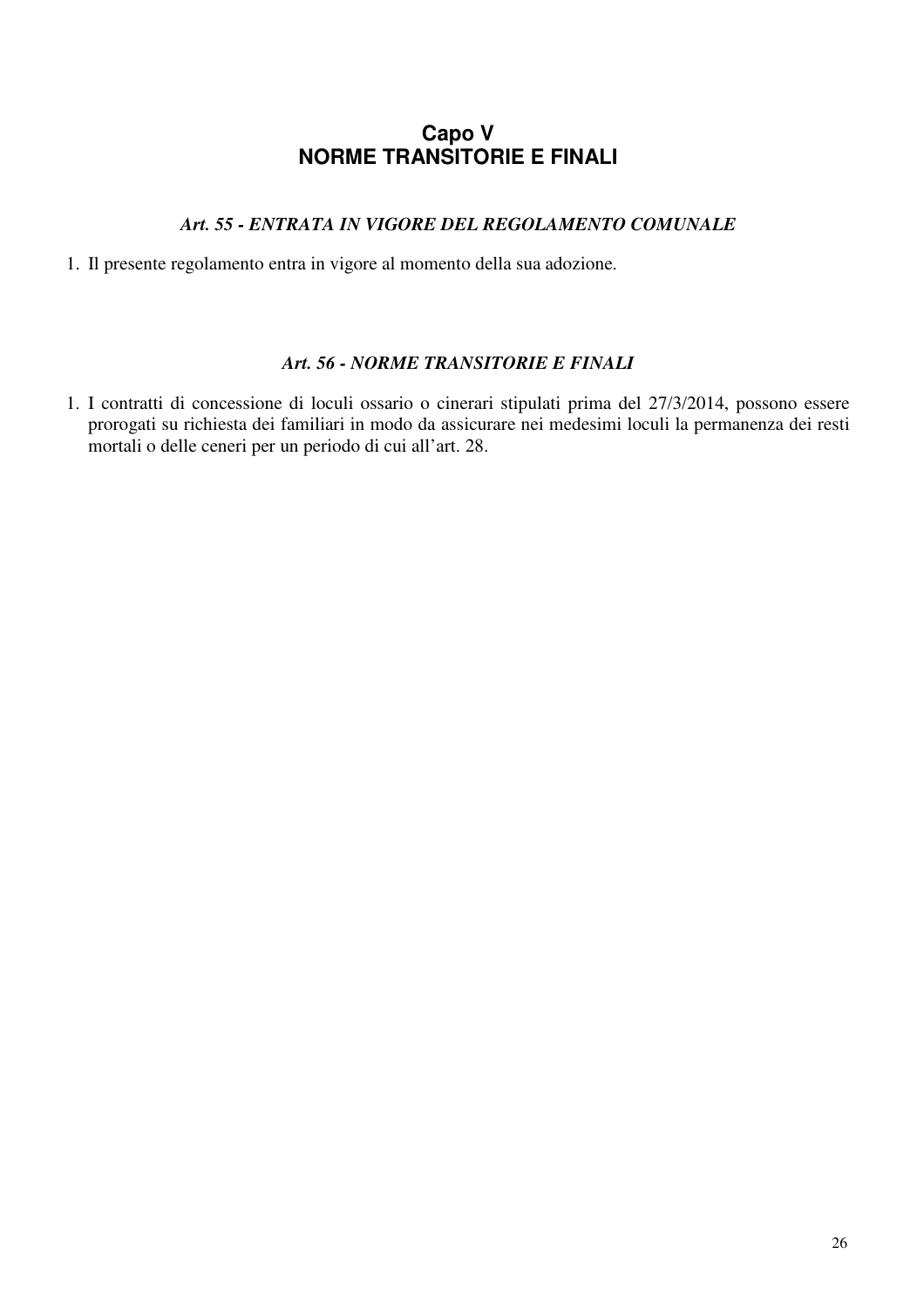## Capo V
## NORME TRANSITORIE E FINALI

### *Art. 55 - ENTRATA IN VIGORE DEL REGOLAMENTO COMUNALE*

1. Il presente regolamento entra in vigore al momento della sua adozione.

### *Art. 56 - NORME TRANSITORIE E FINALI*

1. I contratti di concessione di loculi ossario o cinerari stipulati prima del 27/3/2014, possono essere prorogati su richiesta dei familiari in modo da assicurare nei medesimi loculi la permanenza dei resti mortali o delle ceneri per un periodo di cui all'art. 28.